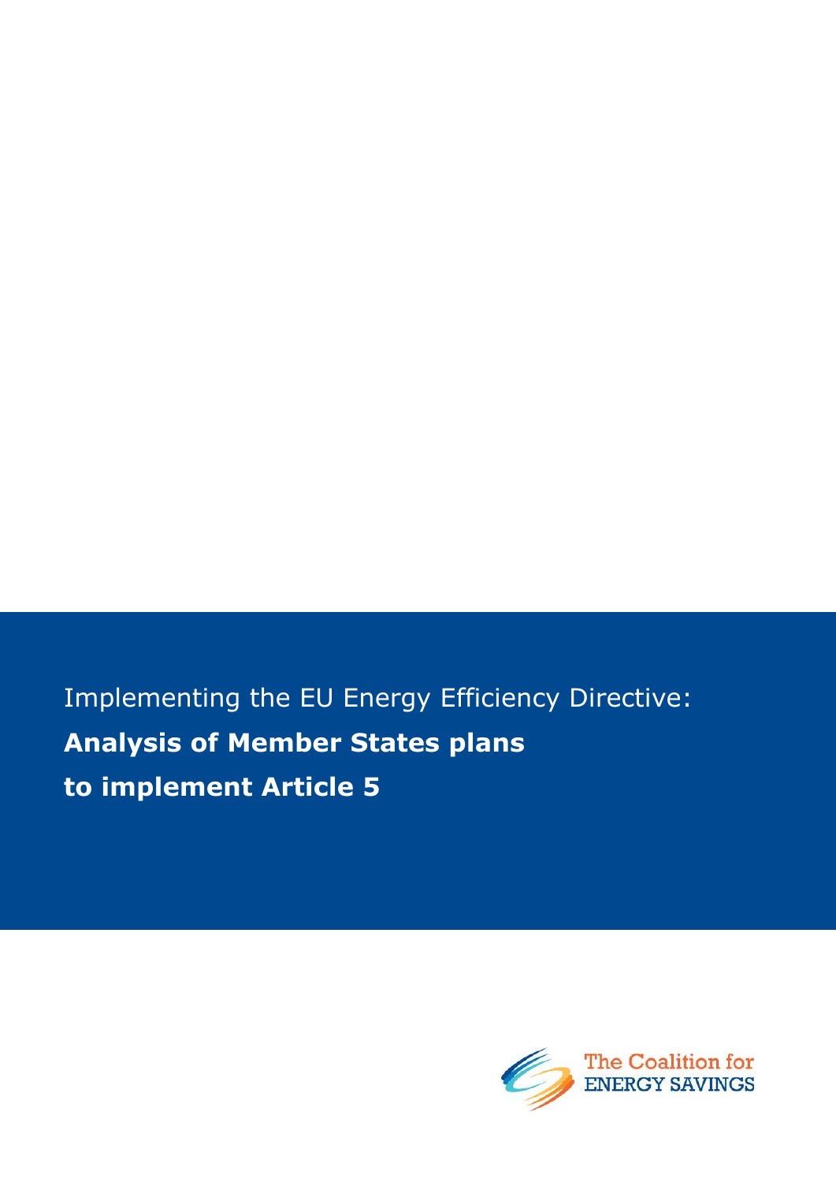Implementing the EU Energy Efficiency Directive:

# Analysis of Member States plans to implement Article 5

The Coalition for ENERGY SAVINGS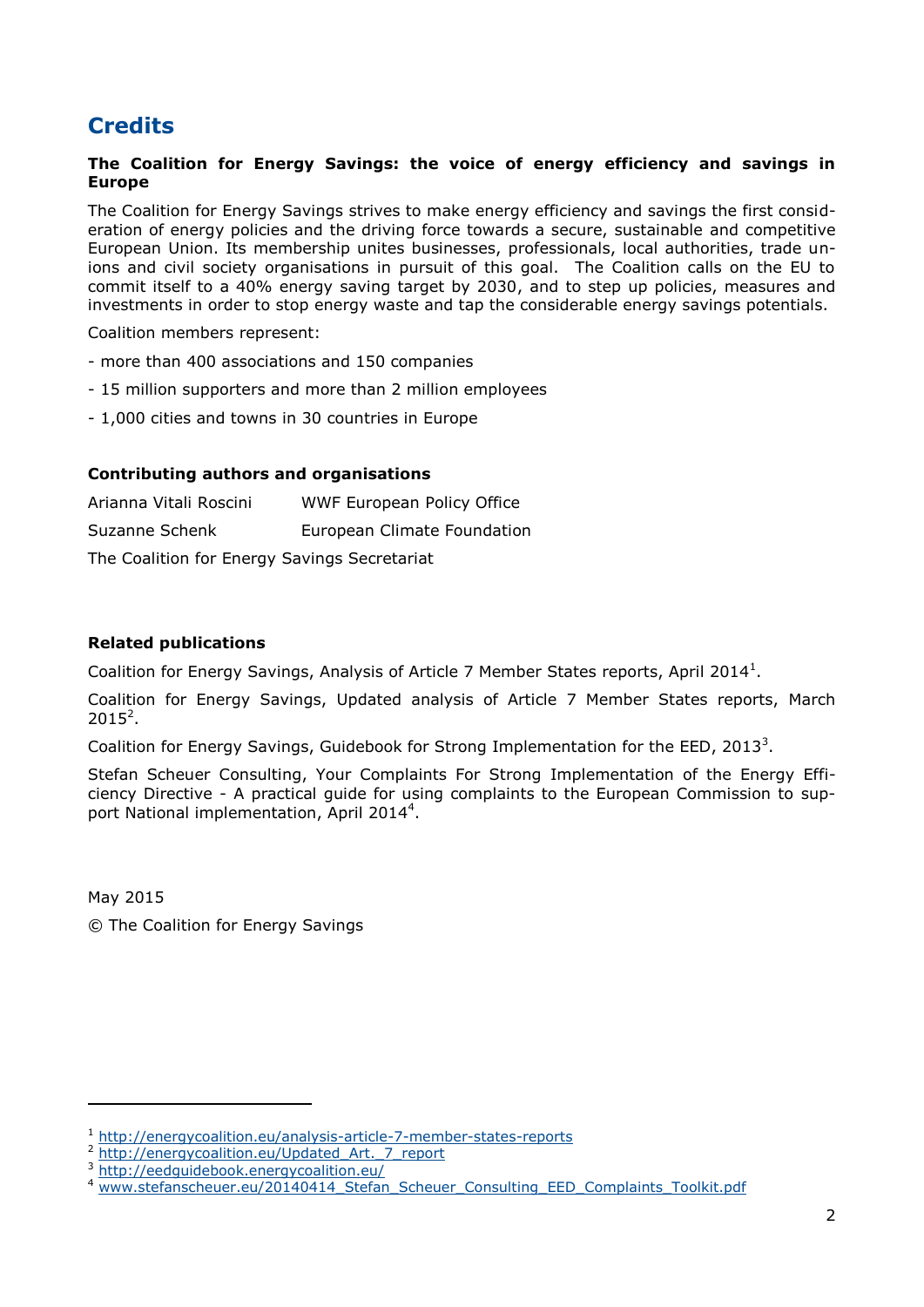# Credits

**The Coalition for Energy Savings: the voice of energy efficiency and savings in Europe**

The Coalition for Energy Savings strives to make energy efficiency and savings the first consideration of energy policies and the driving force towards a secure, sustainable and competitive European Union. Its membership unites businesses, professionals, local authorities, trade unions and civil society organisations in pursuit of this goal. The Coalition calls on the EU to commit itself to a 40% energy saving target by 2030, and to step up policies, measures and investments in order to stop energy waste and tap the considerable energy savings potentials.

Coalition members represent:

- more than 400 associations and 150 companies
- 15 million supporters and more than 2 million employees
- 1,000 cities and towns in 30 countries in Europe

**Contributing authors and organisations**

| | |
|---|---|
| Arianna Vitali Roscini | WWF European Policy Office |
| Suzanne Schenk | European Climate Foundation |

The Coalition for Energy Savings Secretariat

**Related publications**

Coalition for Energy Savings, Analysis of Article 7 Member States reports, April 2014[1].

Coalition for Energy Savings, Updated analysis of Article 7 Member States reports, March 2015[2].

Coalition for Energy Savings, Guidebook for Strong Implementation for the EED, 2013[3].

Stefan Scheuer Consulting, Your Complaints For Strong Implementation of the Energy Efficiency Directive - A practical guide for using complaints to the European Commission to support National implementation, April 2014[4].

May 2015

© The Coalition for Energy Savings

---

[1] http://energycoalition.eu/analysis-article-7-member-states-reports

[2] http://energycoalition.eu/Updated_Art._7_report

[3] http://eedguidebook.energycoalition.eu/

[4] www.stefanscheuer.eu/20140414_Stefan_Scheuer_Consulting_EED_Complaints_Toolkit.pdf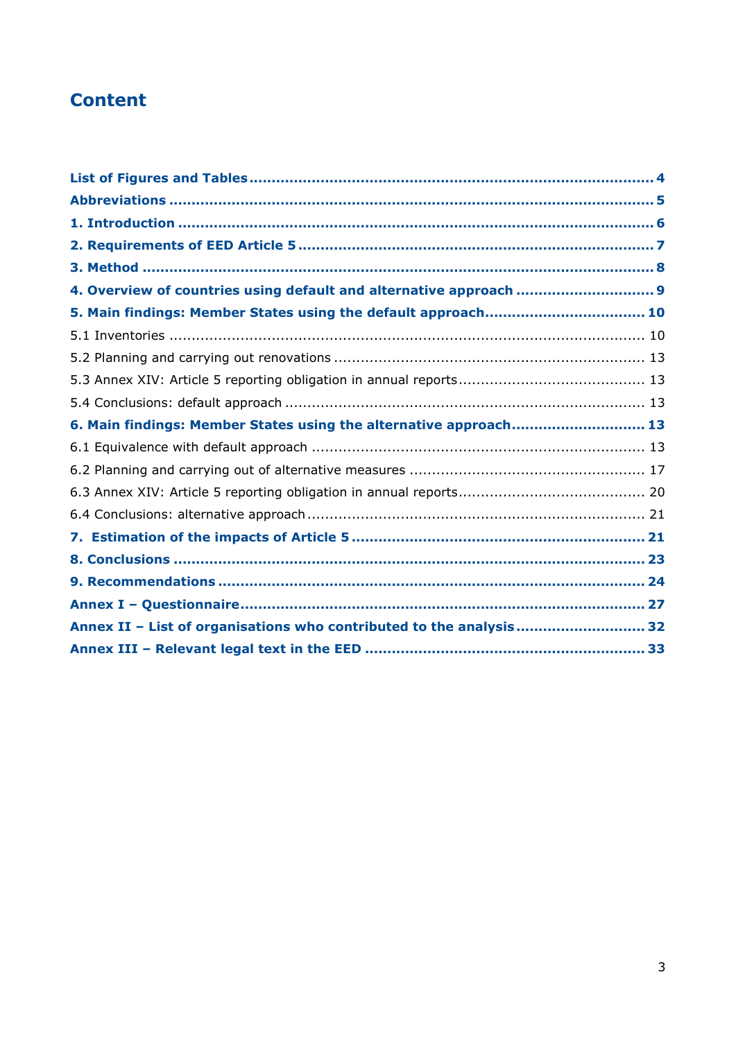# Content

**List of Figures and Tables** .......... **4**
**Abbreviations** .......... **5**
**1. Introduction** .......... **6**
**2. Requirements of EED Article 5** .......... **7**
**3. Method** .......... **8**
**4. Overview of countries using default and alternative approach** .......... **9**
**5. Main findings: Member States using the default approach** .......... **10**
5.1 Inventories .......... 10
5.2 Planning and carrying out renovations .......... 13
5.3 Annex XIV: Article 5 reporting obligation in annual reports .......... 13
5.4 Conclusions: default approach .......... 13
**6. Main findings: Member States using the alternative approach** .......... **13**
6.1 Equivalence with default approach .......... 13
6.2 Planning and carrying out of alternative measures .......... 17
6.3 Annex XIV: Article 5 reporting obligation in annual reports .......... 20
6.4 Conclusions: alternative approach .......... 21
**7. Estimation of the impacts of Article 5** .......... **21**
**8. Conclusions** .......... **23**
**9. Recommendations** .......... **24**
**Annex I – Questionnaire** .......... **27**
**Annex II – List of organisations who contributed to the analysis** .......... **32**
**Annex III – Relevant legal text in the EED** .......... **33**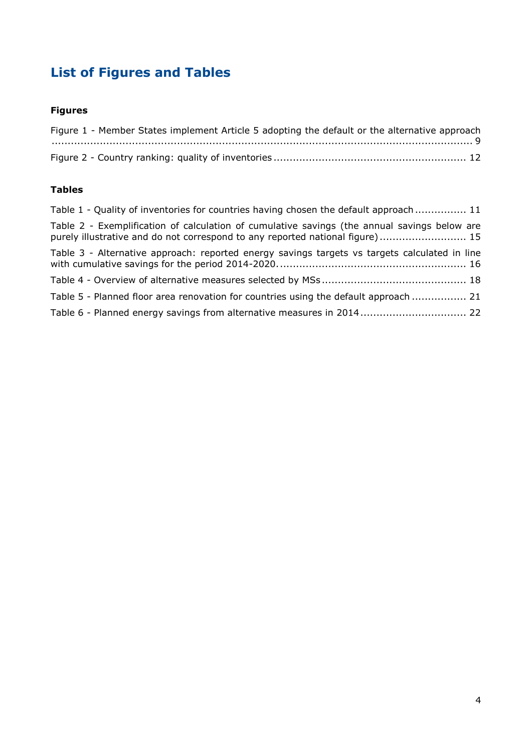# List of Figures and Tables

### Figures

Figure 1 - Member States implement Article 5 adopting the default or the alternative approach ..................................................................................................................... 9

Figure 2 - Country ranking: quality of inventories ........................................................... 12

### Tables

Table 1 - Quality of inventories for countries having chosen the default approach ................ 11

Table 2 - Exemplification of calculation of cumulative savings (the annual savings below are purely illustrative and do not correspond to any reported national figure) ........................... 15

Table 3 - Alternative approach: reported energy savings targets vs targets calculated in line with cumulative savings for the period 2014-2020. .......................................................... 16

Table 4 - Overview of alternative measures selected by MSs ............................................ 18

Table 5 - Planned floor area renovation for countries using the default approach ................. 21

Table 6 - Planned energy savings from alternative measures in 2014 ................................. 22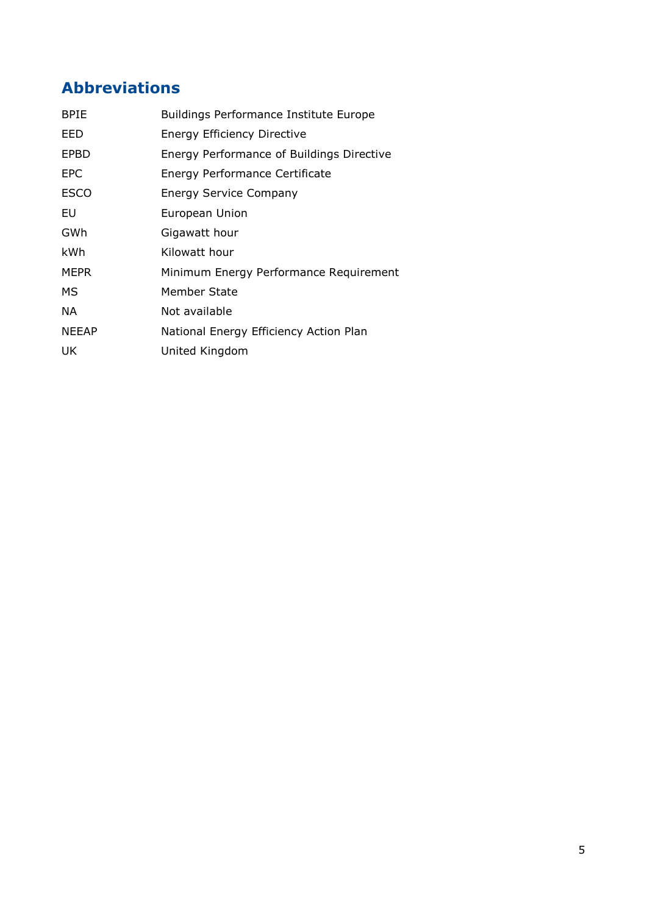## Abbreviations

| | |
|---|---|
| BPIE | Buildings Performance Institute Europe |
| EED | Energy Efficiency Directive |
| EPBD | Energy Performance of Buildings Directive |
| EPC | Energy Performance Certificate |
| ESCO | Energy Service Company |
| EU | European Union |
| GWh | Gigawatt hour |
| kWh | Kilowatt hour |
| MEPR | Minimum Energy Performance Requirement |
| MS | Member State |
| NA | Not available |
| NEEAP | National Energy Efficiency Action Plan |
| UK | United Kingdom |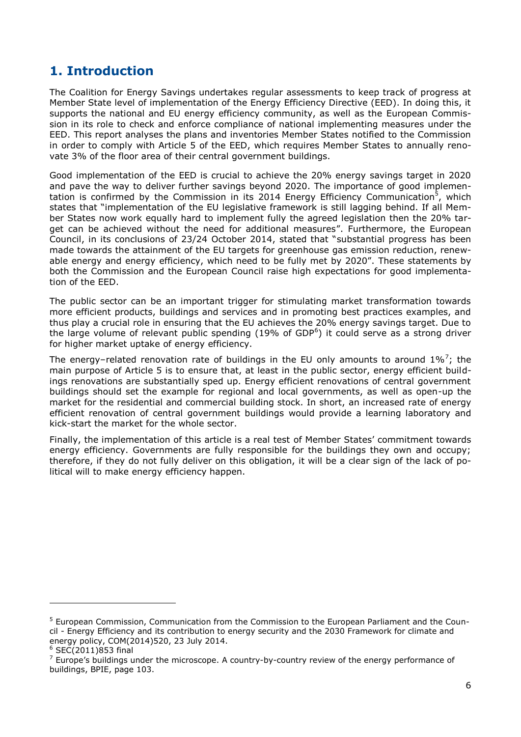# 1. Introduction

The Coalition for Energy Savings undertakes regular assessments to keep track of progress at Member State level of implementation of the Energy Efficiency Directive (EED). In doing this, it supports the national and EU energy efficiency community, as well as the European Commission in its role to check and enforce compliance of national implementing measures under the EED. This report analyses the plans and inventories Member States notified to the Commission in order to comply with Article 5 of the EED, which requires Member States to annually renovate 3% of the floor area of their central government buildings.

Good implementation of the EED is crucial to achieve the 20% energy savings target in 2020 and pave the way to deliver further savings beyond 2020. The importance of good implementation is confirmed by the Commission in its 2014 Energy Efficiency Communication[5], which states that "implementation of the EU legislative framework is still lagging behind. If all Member States now work equally hard to implement fully the agreed legislation then the 20% target can be achieved without the need for additional measures". Furthermore, the European Council, in its conclusions of 23/24 October 2014, stated that "substantial progress has been made towards the attainment of the EU targets for greenhouse gas emission reduction, renewable energy and energy efficiency, which need to be fully met by 2020". These statements by both the Commission and the European Council raise high expectations for good implementation of the EED.

The public sector can be an important trigger for stimulating market transformation towards more efficient products, buildings and services and in promoting best practices examples, and thus play a crucial role in ensuring that the EU achieves the 20% energy savings target. Due to the large volume of relevant public spending (19% of GDP[6]) it could serve as a strong driver for higher market uptake of energy efficiency.

The energy–related renovation rate of buildings in the EU only amounts to around 1%[7]; the main purpose of Article 5 is to ensure that, at least in the public sector, energy efficient buildings renovations are substantially sped up. Energy efficient renovations of central government buildings should set the example for regional and local governments, as well as open-up the market for the residential and commercial building stock. In short, an increased rate of energy efficient renovation of central government buildings would provide a learning laboratory and kick-start the market for the whole sector.

Finally, the implementation of this article is a real test of Member States' commitment towards energy efficiency. Governments are fully responsible for the buildings they own and occupy; therefore, if they do not fully deliver on this obligation, it will be a clear sign of the lack of political will to make energy efficiency happen.

---

[5] European Commission, Communication from the Commission to the European Parliament and the Council - Energy Efficiency and its contribution to energy security and the 2030 Framework for climate and energy policy, COM(2014)520, 23 July 2014.

[6] SEC(2011)853 final

[7] Europe's buildings under the microscope. A country-by-country review of the energy performance of buildings, BPIE, page 103.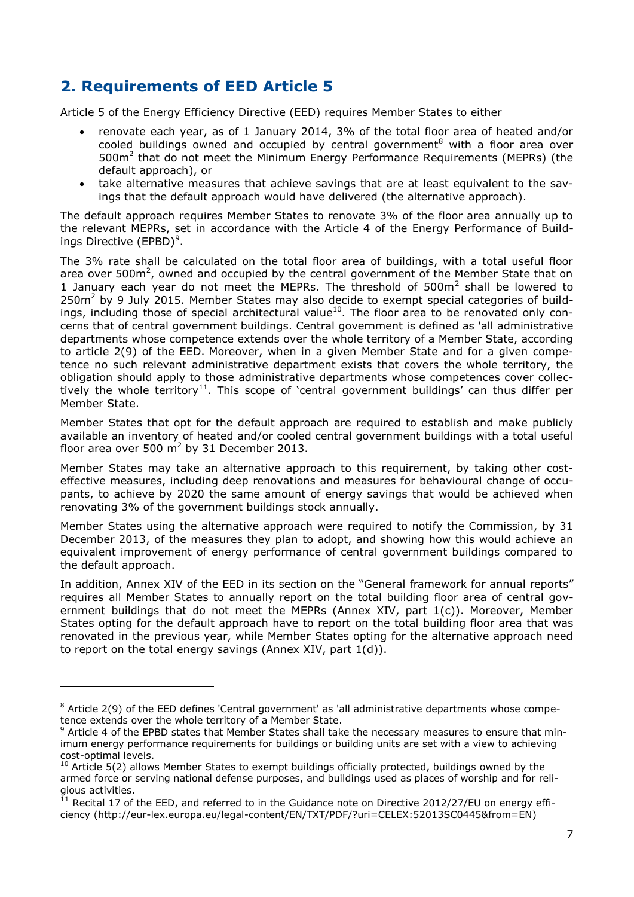## 2. Requirements of EED Article 5

Article 5 of the Energy Efficiency Directive (EED) requires Member States to either

- renovate each year, as of 1 January 2014, 3% of the total floor area of heated and/or cooled buildings owned and occupied by central government[8] with a floor area over $500m^2$ that do not meet the Minimum Energy Performance Requirements (MEPRs) (the default approach), or
- take alternative measures that achieve savings that are at least equivalent to the savings that the default approach would have delivered (the alternative approach).

The default approach requires Member States to renovate 3% of the floor area annually up to the relevant MEPRs, set in accordance with the Article 4 of the Energy Performance of Buildings Directive (EPBD)[9].

The 3% rate shall be calculated on the total floor area of buildings, with a total useful floor area over $500m^2$, owned and occupied by the central government of the Member State that on 1 January each year do not meet the MEPRs. The threshold of $500m^2$ shall be lowered to $250m^2$ by 9 July 2015. Member States may also decide to exempt special categories of buildings, including those of special architectural value[10]. The floor area to be renovated only concerns that of central government buildings. Central government is defined as 'all administrative departments whose competence extends over the whole territory of a Member State, according to article 2(9) of the EED. Moreover, when in a given Member State and for a given competence no such relevant administrative department exists that covers the whole territory, the obligation should apply to those administrative departments whose competences cover collectively the whole territory[11]. This scope of 'central government buildings' can thus differ per Member State.

Member States that opt for the default approach are required to establish and make publicly available an inventory of heated and/or cooled central government buildings with a total useful floor area over 500 $m^2$ by 31 December 2013.

Member States may take an alternative approach to this requirement, by taking other cost-effective measures, including deep renovations and measures for behavioural change of occupants, to achieve by 2020 the same amount of energy savings that would be achieved when renovating 3% of the government buildings stock annually.

Member States using the alternative approach were required to notify the Commission, by 31 December 2013, of the measures they plan to adopt, and showing how this would achieve an equivalent improvement of energy performance of central government buildings compared to the default approach.

In addition, Annex XIV of the EED in its section on the "General framework for annual reports" requires all Member States to annually report on the total building floor area of central government buildings that do not meet the MEPRs (Annex XIV, part 1(c)). Moreover, Member States opting for the default approach have to report on the total building floor area that was renovated in the previous year, while Member States opting for the alternative approach need to report on the total energy savings (Annex XIV, part 1(d)).

---

[8] Article 2(9) of the EED defines 'Central government' as 'all administrative departments whose competence extends over the whole territory of a Member State.

[9] Article 4 of the EPBD states that Member States shall take the necessary measures to ensure that minimum energy performance requirements for buildings or building units are set with a view to achieving cost-optimal levels.

[10] Article 5(2) allows Member States to exempt buildings officially protected, buildings owned by the armed force or serving national defense purposes, and buildings used as places of worship and for religious activities.

[11] Recital 17 of the EED, and referred to in the Guidance note on Directive 2012/27/EU on energy efficiency (http://eur-lex.europa.eu/legal-content/EN/TXT/PDF/?uri=CELEX:52013SC0445&from=EN)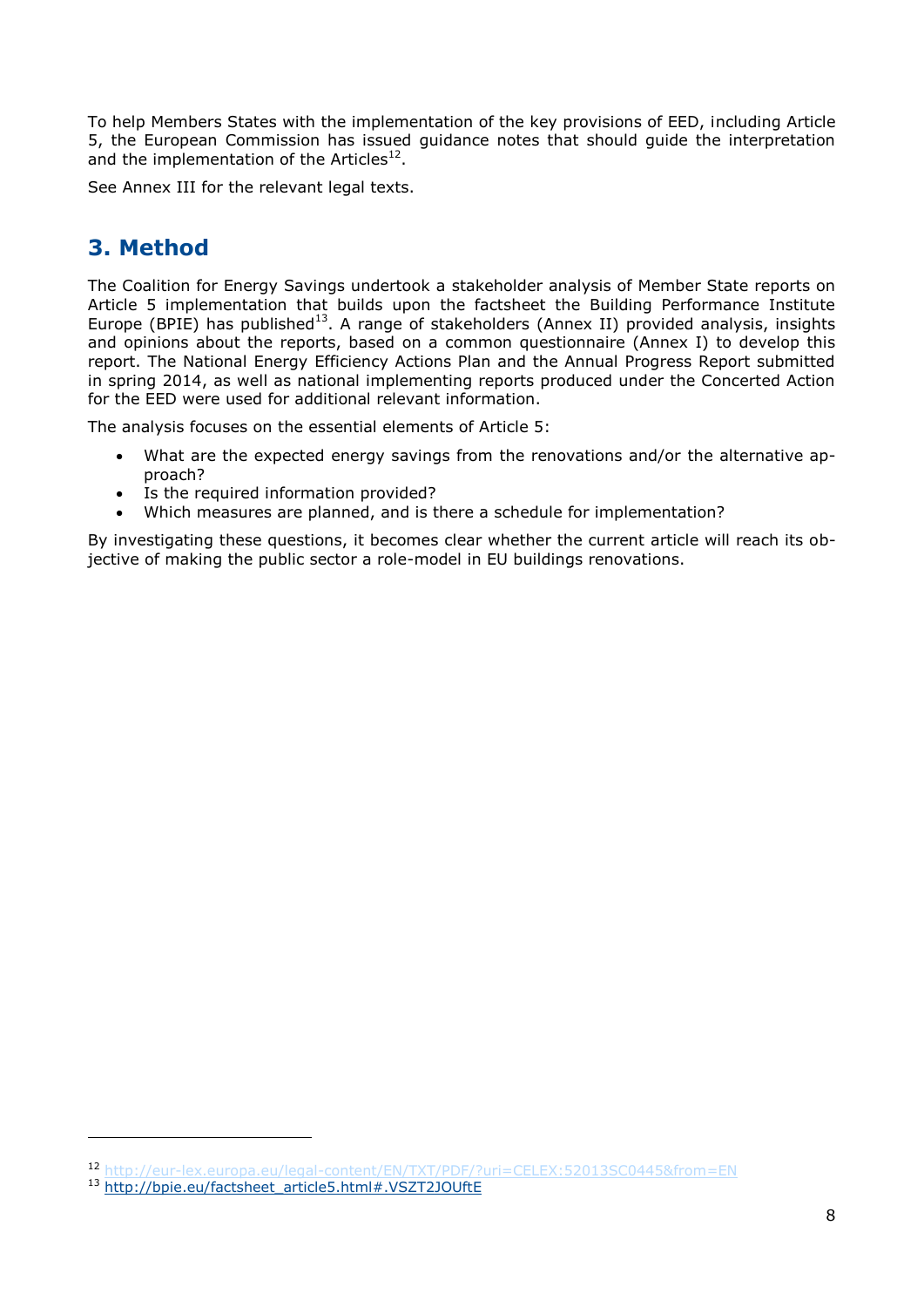To help Members States with the implementation of the key provisions of EED, including Article 5, the European Commission has issued guidance notes that should guide the interpretation and the implementation of the Articles[12].

See Annex III for the relevant legal texts.

## 3. Method

The Coalition for Energy Savings undertook a stakeholder analysis of Member State reports on Article 5 implementation that builds upon the factsheet the Building Performance Institute Europe (BPIE) has published[13]. A range of stakeholders (Annex II) provided analysis, insights and opinions about the reports, based on a common questionnaire (Annex I) to develop this report. The National Energy Efficiency Actions Plan and the Annual Progress Report submitted in spring 2014, as well as national implementing reports produced under the Concerted Action for the EED were used for additional relevant information.

The analysis focuses on the essential elements of Article 5:

- What are the expected energy savings from the renovations and/or the alternative approach?
- Is the required information provided?
- Which measures are planned, and is there a schedule for implementation?

By investigating these questions, it becomes clear whether the current article will reach its objective of making the public sector a role-model in EU buildings renovations.

---

[12] http://eur-lex.europa.eu/legal-content/EN/TXT/PDF/?uri=CELEX:52013SC0445&from=EN

[13] http://bpie.eu/factsheet_article5.html#.VSZT2JOUftE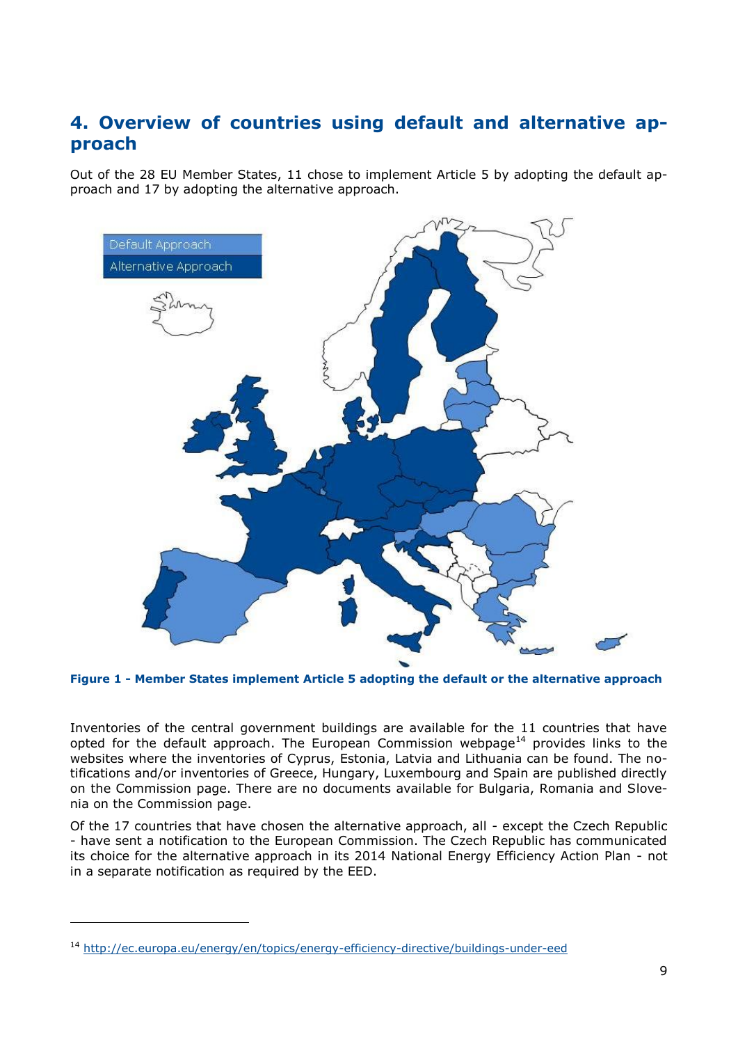## 4. Overview of countries using default and alternative approach

Out of the 28 EU Member States, 11 chose to implement Article 5 by adopting the default approach and 17 by adopting the alternative approach.

**Figure 1 - Member States implement Article 5 adopting the default or the alternative approach**

Inventories of the central government buildings are available for the 11 countries that have opted for the default approach. The European Commission webpage[14] provides links to the websites where the inventories of Cyprus, Estonia, Latvia and Lithuania can be found. The notifications and/or inventories of Greece, Hungary, Luxembourg and Spain are published directly on the Commission page. There are no documents available for Bulgaria, Romania and Slovenia on the Commission page.

Of the 17 countries that have chosen the alternative approach, all - except the Czech Republic - have sent a notification to the European Commission. The Czech Republic has communicated its choice for the alternative approach in its 2014 National Energy Efficiency Action Plan - not in a separate notification as required by the EED.

---

[14] http://ec.europa.eu/energy/en/topics/energy-efficiency-directive/buildings-under-eed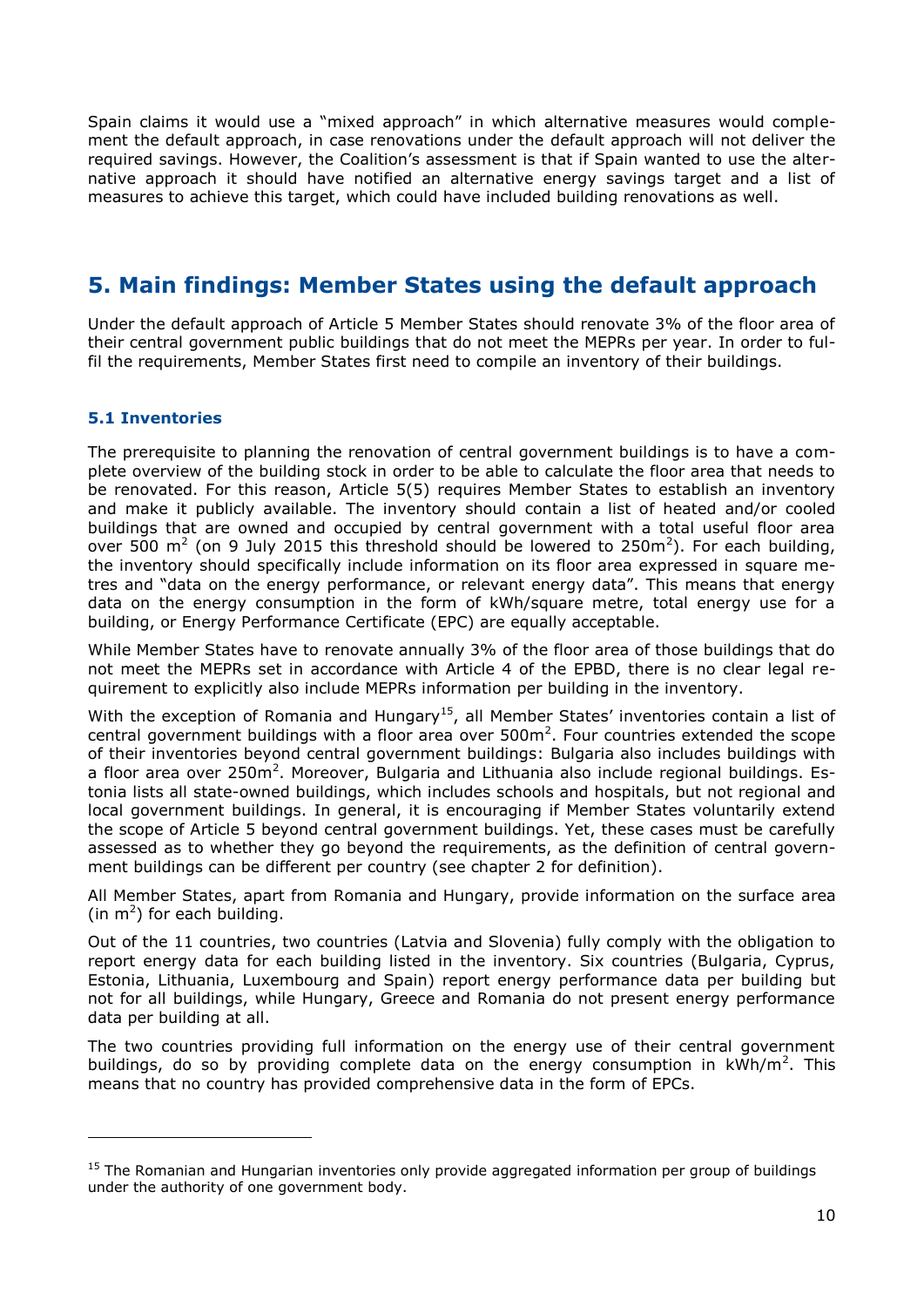Spain claims it would use a "mixed approach" in which alternative measures would complement the default approach, in case renovations under the default approach will not deliver the required savings. However, the Coalition's assessment is that if Spain wanted to use the alternative approach it should have notified an alternative energy savings target and a list of measures to achieve this target, which could have included building renovations as well.

## 5. Main findings: Member States using the default approach

Under the default approach of Article 5 Member States should renovate 3% of the floor area of their central government public buildings that do not meet the MEPRs per year. In order to fulfil the requirements, Member States first need to compile an inventory of their buildings.

### 5.1 Inventories

The prerequisite to planning the renovation of central government buildings is to have a complete overview of the building stock in order to be able to calculate the floor area that needs to be renovated. For this reason, Article 5(5) requires Member States to establish an inventory and make it publicly available. The inventory should contain a list of heated and/or cooled buildings that are owned and occupied by central government with a total useful floor area over 500 $m^2$ (on 9 July 2015 this threshold should be lowered to 250$m^2$). For each building, the inventory should specifically include information on its floor area expressed in square metres and "data on the energy performance, or relevant energy data". This means that energy data on the energy consumption in the form of kWh/square metre, total energy use for a building, or Energy Performance Certificate (EPC) are equally acceptable.

While Member States have to renovate annually 3% of the floor area of those buildings that do not meet the MEPRs set in accordance with Article 4 of the EPBD, there is no clear legal requirement to explicitly also include MEPRs information per building in the inventory.

With the exception of Romania and Hungary[15], all Member States' inventories contain a list of central government buildings with a floor area over 500$m^2$. Four countries extended the scope of their inventories beyond central government buildings: Bulgaria also includes buildings with a floor area over 250$m^2$. Moreover, Bulgaria and Lithuania also include regional buildings. Estonia lists all state-owned buildings, which includes schools and hospitals, but not regional and local government buildings. In general, it is encouraging if Member States voluntarily extend the scope of Article 5 beyond central government buildings. Yet, these cases must be carefully assessed as to whether they go beyond the requirements, as the definition of central government buildings can be different per country (see chapter 2 for definition).

All Member States, apart from Romania and Hungary, provide information on the surface area (in $m^2$) for each building.

Out of the 11 countries, two countries (Latvia and Slovenia) fully comply with the obligation to report energy data for each building listed in the inventory. Six countries (Bulgaria, Cyprus, Estonia, Lithuania, Luxembourg and Spain) report energy performance data per building but not for all buildings, while Hungary, Greece and Romania do not present energy performance data per building at all.

The two countries providing full information on the energy use of their central government buildings, do so by providing complete data on the energy consumption in kWh/$m^2$. This means that no country has provided comprehensive data in the form of EPCs.

[15] The Romanian and Hungarian inventories only provide aggregated information per group of buildings under the authority of one government body.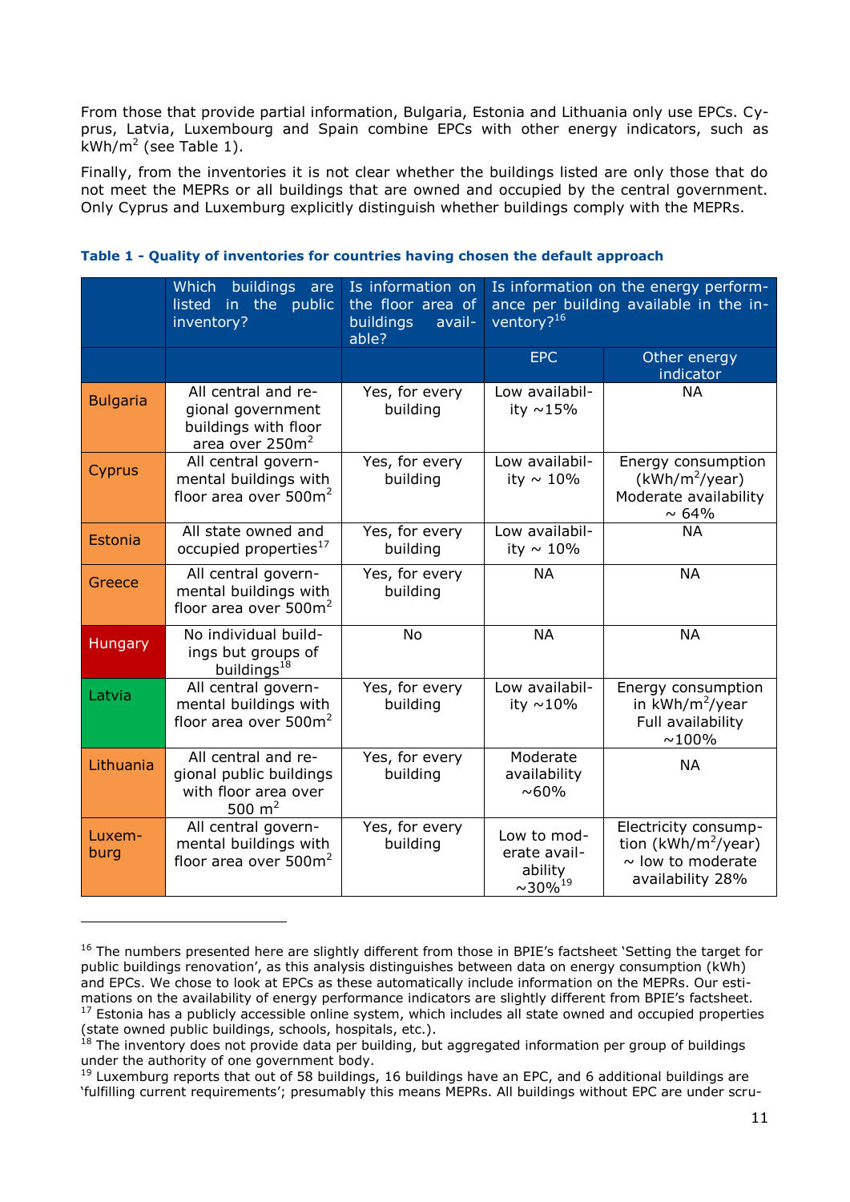From those that provide partial information, Bulgaria, Estonia and Lithuania only use EPCs. Cyprus, Latvia, Luxembourg and Spain combine EPCs with other energy indicators, such as kWh/m$^2$ (see Table 1).

Finally, from the inventories it is not clear whether the buildings listed are only those that do not meet the MEPRs or all buildings that are owned and occupied by the central government. Only Cyprus and Luxemburg explicitly distinguish whether buildings comply with the MEPRs.

**Table 1 - Quality of inventories for countries having chosen the default approach**

| | Which buildings are listed in the public inventory? | Is information on the floor area of buildings available? | Is information on the energy performance per building available in the inventory?[16] | |
|---|---|---|---|---|
| | | | EPC | Other energy indicator |
| Bulgaria | All central and regional government buildings with floor area over 250m$^2$ | Yes, for every building | Low availability ~15% | NA |
| Cyprus | All central governmental buildings with floor area over 500m$^2$ | Yes, for every building | Low availability ~ 10% | Energy consumption (kWh/m$^2$/year) Moderate availability ~ 64% |
| Estonia | All state owned and occupied properties[17] | Yes, for every building | Low availability ~ 10% | NA |
| Greece | All central governmental buildings with floor area over 500m$^2$ | Yes, for every building | NA | NA |
| Hungary | No individual buildings but groups of buildings[18] | No | NA | NA |
| Latvia | All central governmental buildings with floor area over 500m$^2$ | Yes, for every building | Low availability ~10% | Energy consumption in kWh/m$^2$/year Full availability ~100% |
| Lithuania | All central and regional public buildings with floor area over 500 m$^2$ | Yes, for every building | Moderate availability ~60% | NA |
| Luxemburg | All central governmental buildings with floor area over 500m$^2$ | Yes, for every building | Low to moderate availability ~30%[19] | Electricity consumption (kWh/m$^2$/year) ~ low to moderate availability 28% |

[16] The numbers presented here are slightly different from those in BPIE's factsheet 'Setting the target for public buildings renovation', as this analysis distinguishes between data on energy consumption (kWh) and EPCs. We chose to look at EPCs as these automatically include information on the MEPRs. Our estimations on the availability of energy performance indicators are slightly different from BPIE's factsheet.

[17] Estonia has a publicly accessible online system, which includes all state owned and occupied properties (state owned public buildings, schools, hospitals, etc.).

[18] The inventory does not provide data per building, but aggregated information per group of buildings under the authority of one government body.

[19] Luxemburg reports that out of 58 buildings, 16 buildings have an EPC, and 6 additional buildings are 'fulfilling current requirements'; presumably this means MEPRs. All buildings without EPC are under scru-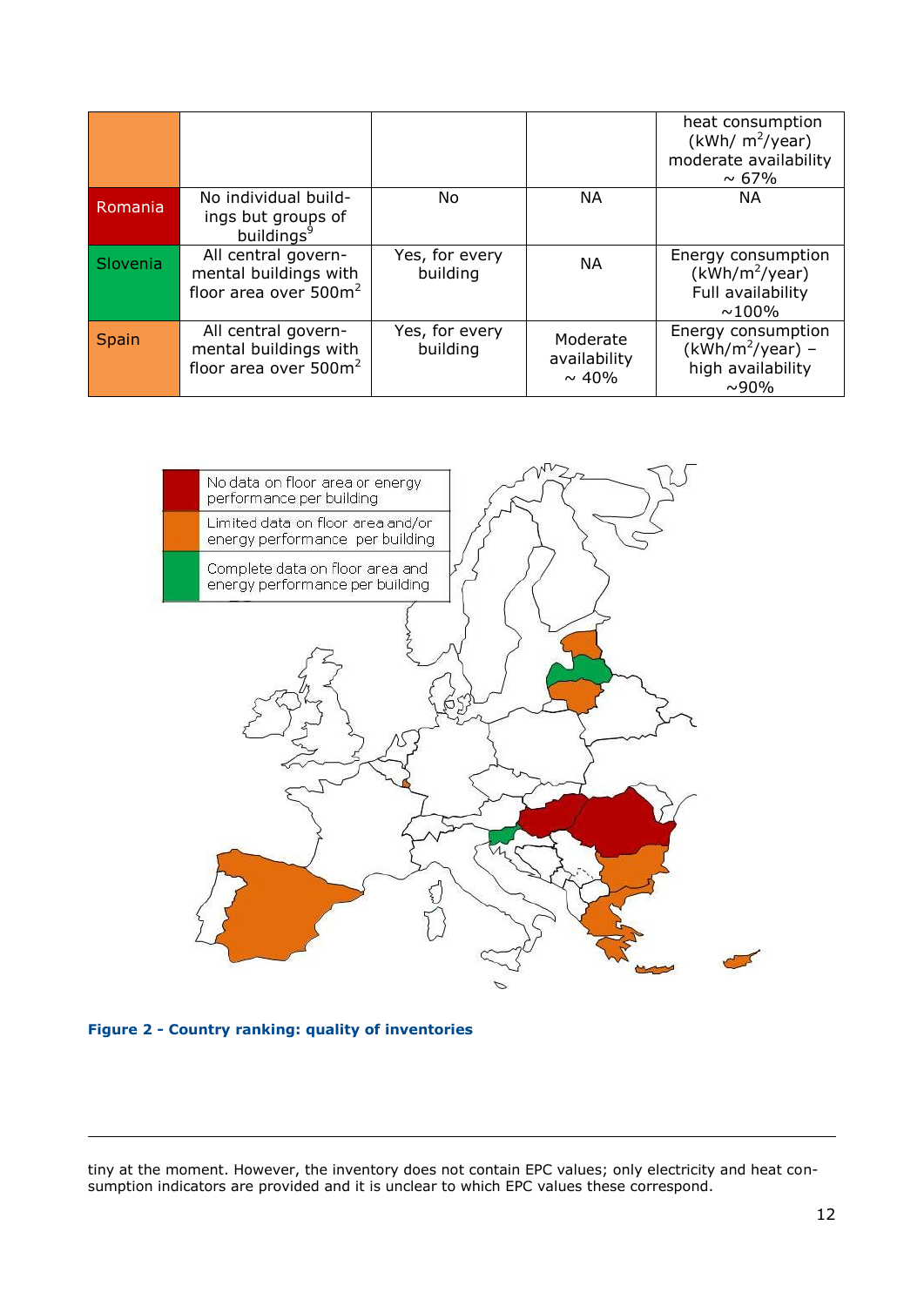|  |  |  |  | heat consumption (kWh/ $m^2$/year) moderate availability ~ 67% |
|---|---|---|---|---|
| Romania | No individual buildings but groups of buildings[9] | No | NA | NA |
| Slovenia | All central governmental buildings with floor area over $500m^2$ | Yes, for every building | NA | Energy consumption (kWh/$m^2$/year) Full availability ~100% |
| Spain | All central governmental buildings with floor area over $500m^2$ | Yes, for every building | Moderate availability ~ 40% | Energy consumption (kWh/$m^2$/year) – high availability ~90% |

**Figure 2 - Country ranking: quality of inventories**

---

tiny at the moment. However, the inventory does not contain EPC values; only electricity and heat consumption indicators are provided and it is unclear to which EPC values these correspond.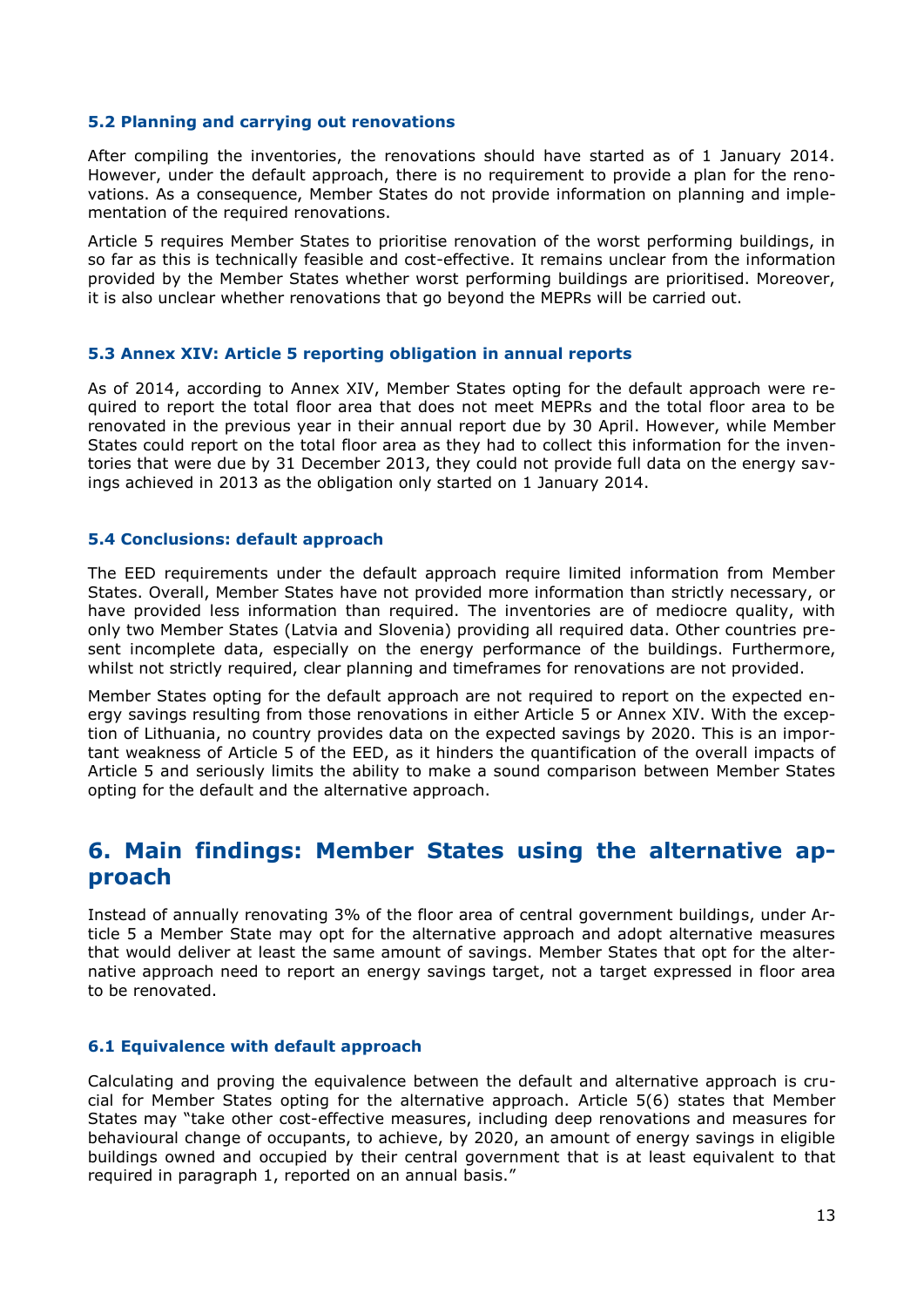### 5.2 Planning and carrying out renovations

After compiling the inventories, the renovations should have started as of 1 January 2014. However, under the default approach, there is no requirement to provide a plan for the renovations. As a consequence, Member States do not provide information on planning and implementation of the required renovations.

Article 5 requires Member States to prioritise renovation of the worst performing buildings, in so far as this is technically feasible and cost-effective. It remains unclear from the information provided by the Member States whether worst performing buildings are prioritised. Moreover, it is also unclear whether renovations that go beyond the MEPRs will be carried out.

### 5.3 Annex XIV: Article 5 reporting obligation in annual reports

As of 2014, according to Annex XIV, Member States opting for the default approach were required to report the total floor area that does not meet MEPRs and the total floor area to be renovated in the previous year in their annual report due by 30 April. However, while Member States could report on the total floor area as they had to collect this information for the inventories that were due by 31 December 2013, they could not provide full data on the energy savings achieved in 2013 as the obligation only started on 1 January 2014.

### 5.4 Conclusions: default approach

The EED requirements under the default approach require limited information from Member States. Overall, Member States have not provided more information than strictly necessary, or have provided less information than required. The inventories are of mediocre quality, with only two Member States (Latvia and Slovenia) providing all required data. Other countries present incomplete data, especially on the energy performance of the buildings. Furthermore, whilst not strictly required, clear planning and timeframes for renovations are not provided.

Member States opting for the default approach are not required to report on the expected energy savings resulting from those renovations in either Article 5 or Annex XIV. With the exception of Lithuania, no country provides data on the expected savings by 2020. This is an important weakness of Article 5 of the EED, as it hinders the quantification of the overall impacts of Article 5 and seriously limits the ability to make a sound comparison between Member States opting for the default and the alternative approach.

## 6. Main findings: Member States using the alternative approach

Instead of annually renovating 3% of the floor area of central government buildings, under Article 5 a Member State may opt for the alternative approach and adopt alternative measures that would deliver at least the same amount of savings. Member States that opt for the alternative approach need to report an energy savings target, not a target expressed in floor area to be renovated.

### 6.1 Equivalence with default approach

Calculating and proving the equivalence between the default and alternative approach is crucial for Member States opting for the alternative approach. Article 5(6) states that Member States may "take other cost-effective measures, including deep renovations and measures for behavioural change of occupants, to achieve, by 2020, an amount of energy savings in eligible buildings owned and occupied by their central government that is at least equivalent to that required in paragraph 1, reported on an annual basis."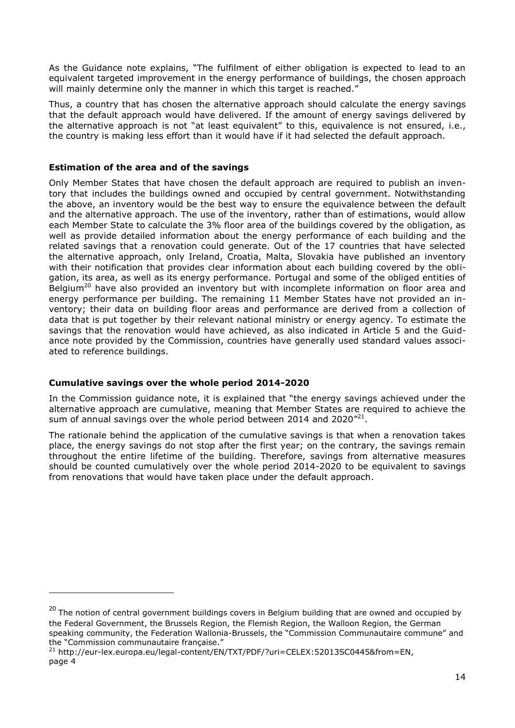As the Guidance note explains, "The fulfilment of either obligation is expected to lead to an equivalent targeted improvement in the energy performance of buildings, the chosen approach will mainly determine only the manner in which this target is reached."

Thus, a country that has chosen the alternative approach should calculate the energy savings that the default approach would have delivered. If the amount of energy savings delivered by the alternative approach is not "at least equivalent" to this, equivalence is not ensured, i.e., the country is making less effort than it would have if it had selected the default approach.

### Estimation of the area and of the savings

Only Member States that have chosen the default approach are required to publish an inventory that includes the buildings owned and occupied by central government. Notwithstanding the above, an inventory would be the best way to ensure the equivalence between the default and the alternative approach. The use of the inventory, rather than of estimations, would allow each Member State to calculate the 3% floor area of the buildings covered by the obligation, as well as provide detailed information about the energy performance of each building and the related savings that a renovation could generate. Out of the 17 countries that have selected the alternative approach, only Ireland, Croatia, Malta, Slovakia have published an inventory with their notification that provides clear information about each building covered by the obligation, its area, as well as its energy performance. Portugal and some of the obliged entities of Belgium[20] have also provided an inventory but with incomplete information on floor area and energy performance per building. The remaining 11 Member States have not provided an inventory; their data on building floor areas and performance are derived from a collection of data that is put together by their relevant national ministry or energy agency. To estimate the savings that the renovation would have achieved, as also indicated in Article 5 and the Guidance note provided by the Commission, countries have generally used standard values associated to reference buildings.

### Cumulative savings over the whole period 2014-2020

In the Commission guidance note, it is explained that "the energy savings achieved under the alternative approach are cumulative, meaning that Member States are required to achieve the sum of annual savings over the whole period between 2014 and 2020"[21].

The rationale behind the application of the cumulative savings is that when a renovation takes place, the energy savings do not stop after the first year; on the contrary, the savings remain throughout the entire lifetime of the building. Therefore, savings from alternative measures should be counted cumulatively over the whole period 2014-2020 to be equivalent to savings from renovations that would have taken place under the default approach.

---

[20] The notion of central government buildings covers in Belgium building that are owned and occupied by the Federal Government, the Brussels Region, the Flemish Region, the Walloon Region, the German speaking community, the Federation Wallonia-Brussels, the "Commission Communautaire commune" and the "Commission communautaire française."

[21] http://eur-lex.europa.eu/legal-content/EN/TXT/PDF/?uri=CELEX:52013SC0445&from=EN, page 4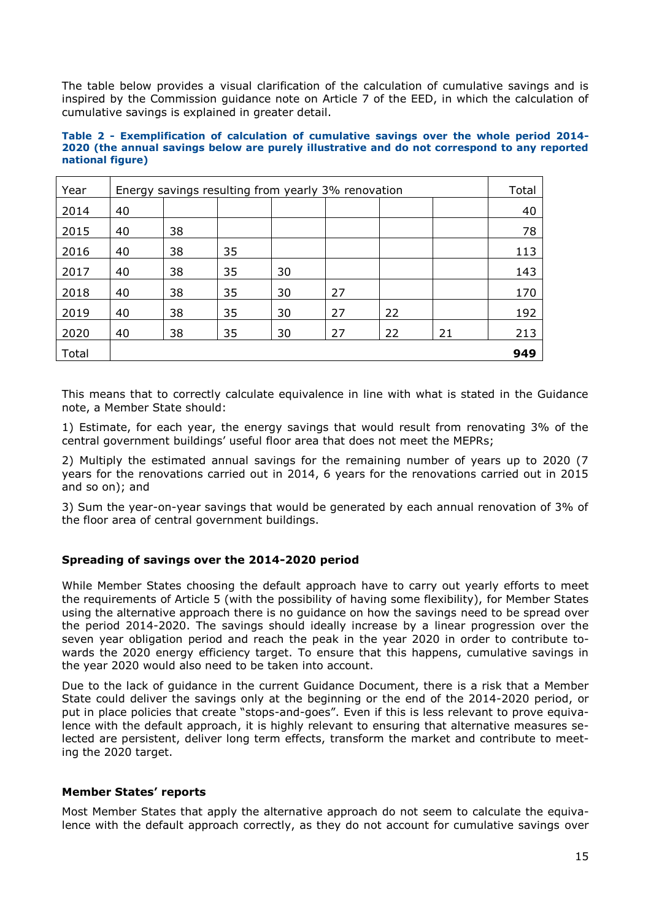The table below provides a visual clarification of the calculation of cumulative savings and is inspired by the Commission guidance note on Article 7 of the EED, in which the calculation of cumulative savings is explained in greater detail.

**Table 2 - Exemplification of calculation of cumulative savings over the whole period 2014-2020 (the annual savings below are purely illustrative and do not correspond to any reported national figure)**

| Year | Energy savings resulting from yearly 3% renovation | | | | | | | Total |
|---|---|---|---|---|---|---|---|---|
| 2014 | 40 | | | | | | | 40 |
| 2015 | 40 | 38 | | | | | | 78 |
| 2016 | 40 | 38 | 35 | | | | | 113 |
| 2017 | 40 | 38 | 35 | 30 | | | | 143 |
| 2018 | 40 | 38 | 35 | 30 | 27 | | | 170 |
| 2019 | 40 | 38 | 35 | 30 | 27 | 22 | | 192 |
| 2020 | 40 | 38 | 35 | 30 | 27 | 22 | 21 | 213 |
| Total | | | | | | | | **949** |

This means that to correctly calculate equivalence in line with what is stated in the Guidance note, a Member State should:

1) Estimate, for each year, the energy savings that would result from renovating 3% of the central government buildings' useful floor area that does not meet the MEPRs;

2) Multiply the estimated annual savings for the remaining number of years up to 2020 (7 years for the renovations carried out in 2014, 6 years for the renovations carried out in 2015 and so on); and

3) Sum the year-on-year savings that would be generated by each annual renovation of 3% of the floor area of central government buildings.

**Spreading of savings over the 2014-2020 period**

While Member States choosing the default approach have to carry out yearly efforts to meet the requirements of Article 5 (with the possibility of having some flexibility), for Member States using the alternative approach there is no guidance on how the savings need to be spread over the period 2014-2020. The savings should ideally increase by a linear progression over the seven year obligation period and reach the peak in the year 2020 in order to contribute towards the 2020 energy efficiency target. To ensure that this happens, cumulative savings in the year 2020 would also need to be taken into account.

Due to the lack of guidance in the current Guidance Document, there is a risk that a Member State could deliver the savings only at the beginning or the end of the 2014-2020 period, or put in place policies that create "stops-and-goes". Even if this is less relevant to prove equivalence with the default approach, it is highly relevant to ensuring that alternative measures selected are persistent, deliver long term effects, transform the market and contribute to meeting the 2020 target.

**Member States' reports**

Most Member States that apply the alternative approach do not seem to calculate the equivalence with the default approach correctly, as they do not account for cumulative savings over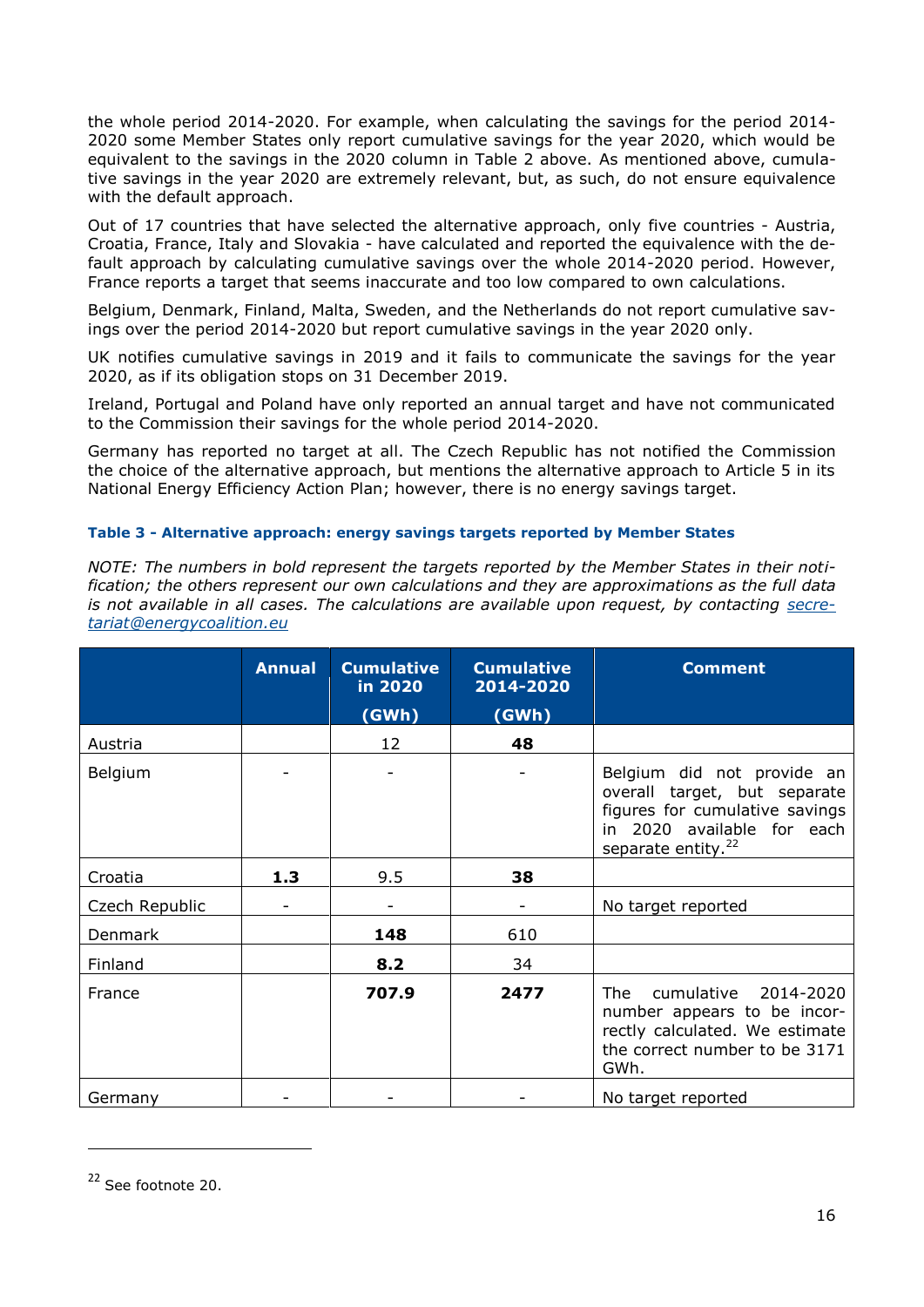the whole period 2014-2020. For example, when calculating the savings for the period 2014-2020 some Member States only report cumulative savings for the year 2020, which would be equivalent to the savings in the 2020 column in Table 2 above. As mentioned above, cumulative savings in the year 2020 are extremely relevant, but, as such, do not ensure equivalence with the default approach.

Out of 17 countries that have selected the alternative approach, only five countries - Austria, Croatia, France, Italy and Slovakia - have calculated and reported the equivalence with the default approach by calculating cumulative savings over the whole 2014-2020 period. However, France reports a target that seems inaccurate and too low compared to own calculations.

Belgium, Denmark, Finland, Malta, Sweden, and the Netherlands do not report cumulative savings over the period 2014-2020 but report cumulative savings in the year 2020 only.

UK notifies cumulative savings in 2019 and it fails to communicate the savings for the year 2020, as if its obligation stops on 31 December 2019.

Ireland, Portugal and Poland have only reported an annual target and have not communicated to the Commission their savings for the whole period 2014-2020.

Germany has reported no target at all. The Czech Republic has not notified the Commission the choice of the alternative approach, but mentions the alternative approach to Article 5 in its National Energy Efficiency Action Plan; however, there is no energy savings target.

#### Table 3 - Alternative approach: energy savings targets reported by Member States

*NOTE: The numbers in bold represent the targets reported by the Member States in their notification; the others represent our own calculations and they are approximations as the full data is not available in all cases. The calculations are available upon request, by contacting [secretariat@energycoalition.eu](mailto:secretariat@energycoalition.eu)*

| | Annual | Cumulative in 2020 (GWh) | Cumulative 2014-2020 (GWh) | Comment |
|---|---|---|---|---|
| Austria | | 12 | **48** | |
| Belgium | - | - | - | Belgium did not provide an overall target, but separate figures for cumulative savings in 2020 available for each separate entity.[22] |
| Croatia | **1.3** | 9.5 | **38** | |
| Czech Republic | - | - | - | No target reported |
| Denmark | | **148** | 610 | |
| Finland | | **8.2** | 34 | |
| France | | **707.9** | **2477** | The cumulative 2014-2020 number appears to be incorrectly calculated. We estimate the correct number to be 3171 GWh. |
| Germany | - | - | - | No target reported |

[22] See footnote 20.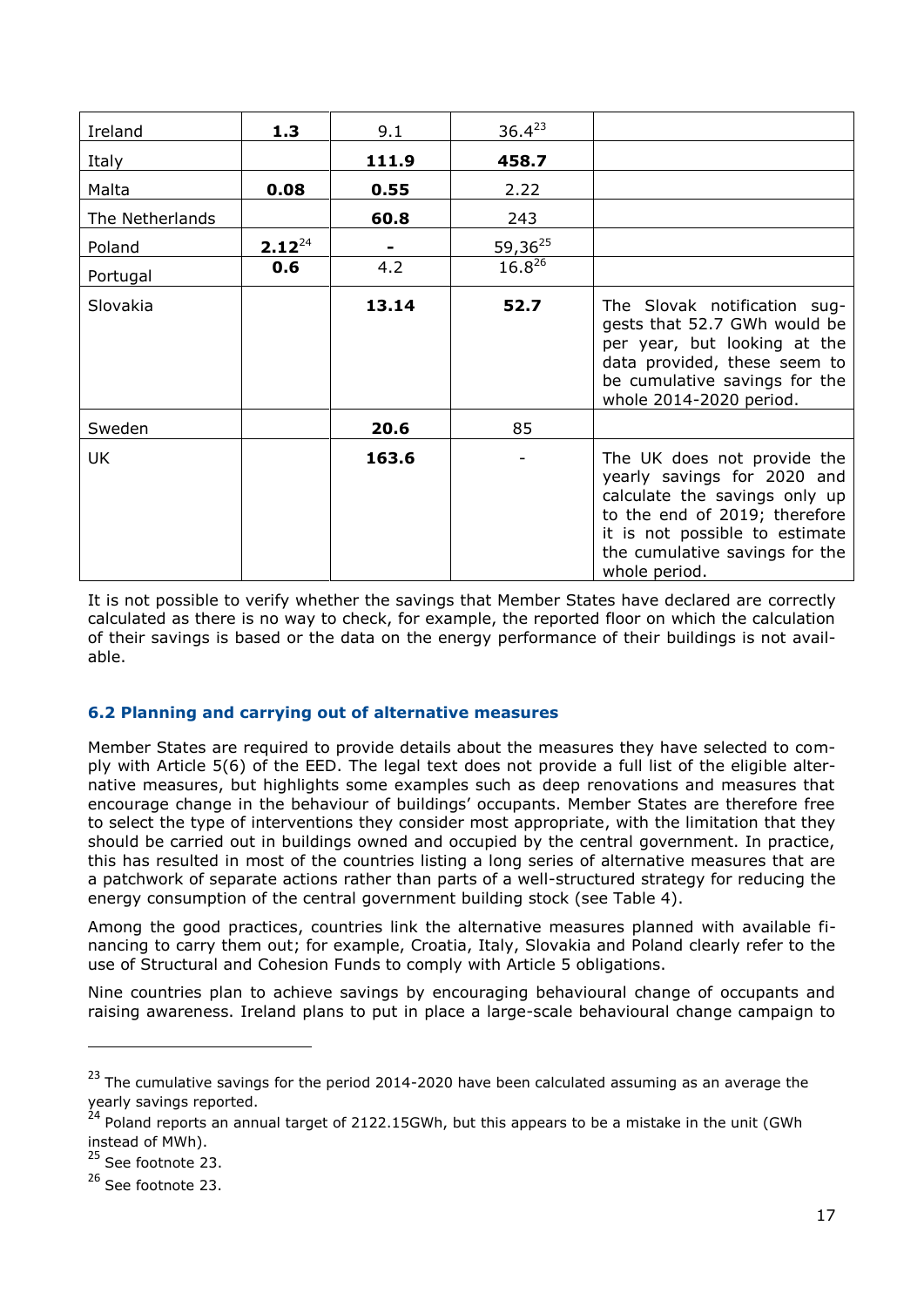| | | | | |
|---|---|---|---|---|
| Ireland | **1.3** | 9.1 | 36.4[23] | |
| Italy | | **111.9** | **458.7** | |
| Malta | **0.08** | **0.55** | 2.22 | |
| The Netherlands | | **60.8** | 243 | |
| Poland | **2.12**[24] | **-** | 59,36[25] | |
| Portugal | **0.6** | 4.2 | 16.8[26] | |
| Slovakia | | **13.14** | **52.7** | The Slovak notification suggests that 52.7 GWh would be per year, but looking at the data provided, these seem to be cumulative savings for the whole 2014-2020 period. |
| Sweden | | **20.6** | 85 | |
| UK | | **163.6** | - | The UK does not provide the yearly savings for 2020 and calculate the savings only up to the end of 2019; therefore it is not possible to estimate the cumulative savings for the whole period. |

It is not possible to verify whether the savings that Member States have declared are correctly calculated as there is no way to check, for example, the reported floor on which the calculation of their savings is based or the data on the energy performance of their buildings is not available.

### 6.2 Planning and carrying out of alternative measures

Member States are required to provide details about the measures they have selected to comply with Article 5(6) of the EED. The legal text does not provide a full list of the eligible alternative measures, but highlights some examples such as deep renovations and measures that encourage change in the behaviour of buildings' occupants. Member States are therefore free to select the type of interventions they consider most appropriate, with the limitation that they should be carried out in buildings owned and occupied by the central government. In practice, this has resulted in most of the countries listing a long series of alternative measures that are a patchwork of separate actions rather than parts of a well-structured strategy for reducing the energy consumption of the central government building stock (see Table 4).

Among the good practices, countries link the alternative measures planned with available financing to carry them out; for example, Croatia, Italy, Slovakia and Poland clearly refer to the use of Structural and Cohesion Funds to comply with Article 5 obligations.

Nine countries plan to achieve savings by encouraging behavioural change of occupants and raising awareness. Ireland plans to put in place a large-scale behavioural change campaign to

---

[23] The cumulative savings for the period 2014-2020 have been calculated assuming as an average the yearly savings reported.

[24] Poland reports an annual target of 2122.15GWh, but this appears to be a mistake in the unit (GWh instead of MWh).

[25] See footnote 23.

[26] See footnote 23.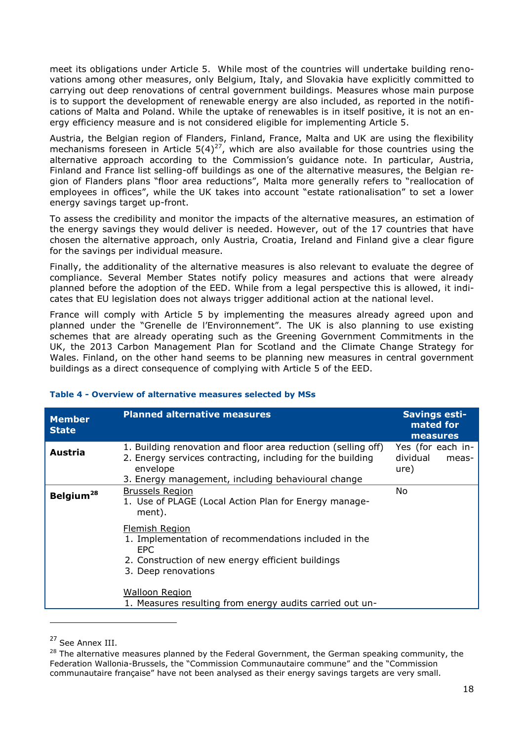meet its obligations under Article 5. While most of the countries will undertake building renovations among other measures, only Belgium, Italy, and Slovakia have explicitly committed to carrying out deep renovations of central government buildings. Measures whose main purpose is to support the development of renewable energy are also included, as reported in the notifications of Malta and Poland. While the uptake of renewables is in itself positive, it is not an energy efficiency measure and is not considered eligible for implementing Article 5.

Austria, the Belgian region of Flanders, Finland, France, Malta and UK are using the flexibility mechanisms foreseen in Article 5(4)[27], which are also available for those countries using the alternative approach according to the Commission's guidance note. In particular, Austria, Finland and France list selling-off buildings as one of the alternative measures, the Belgian region of Flanders plans "floor area reductions", Malta more generally refers to "reallocation of employees in offices", while the UK takes into account "estate rationalisation" to set a lower energy savings target up-front.

To assess the credibility and monitor the impacts of the alternative measures, an estimation of the energy savings they would deliver is needed. However, out of the 17 countries that have chosen the alternative approach, only Austria, Croatia, Ireland and Finland give a clear figure for the savings per individual measure.

Finally, the additionality of the alternative measures is also relevant to evaluate the degree of compliance. Several Member States notify policy measures and actions that were already planned before the adoption of the EED. While from a legal perspective this is allowed, it indicates that EU legislation does not always trigger additional action at the national level.

France will comply with Article 5 by implementing the measures already agreed upon and planned under the "Grenelle de l'Environnement". The UK is also planning to use existing schemes that are already operating such as the Greening Government Commitments in the UK, the 2013 Carbon Management Plan for Scotland and the Climate Change Strategy for Wales. Finland, on the other hand seems to be planning new measures in central government buildings as a direct consequence of complying with Article 5 of the EED.

**Table 4 - Overview of alternative measures selected by MSs**

| Member State | Planned alternative measures | Savings estimated for measures |
|---|---|---|
| **Austria** | 1. Building renovation and floor area reduction (selling off)<br>2. Energy services contracting, including for the building envelope<br>3. Energy management, including behavioural change | Yes (for each individual measure) |
| **Belgium**[28] | Brussels Region<br>1. Use of PLAGE (Local Action Plan for Energy management).<br><br>Flemish Region<br>1. Implementation of recommendations included in the EPC<br>2. Construction of new energy efficient buildings<br>3. Deep renovations<br><br>Walloon Region<br>1. Measures resulting from energy audits carried out un- | No |

[27] See Annex III.

[28] The alternative measures planned by the Federal Government, the German speaking community, the Federation Wallonia-Brussels, the "Commission Communautaire commune" and the "Commission communautaire française" have not been analysed as their energy savings targets are very small.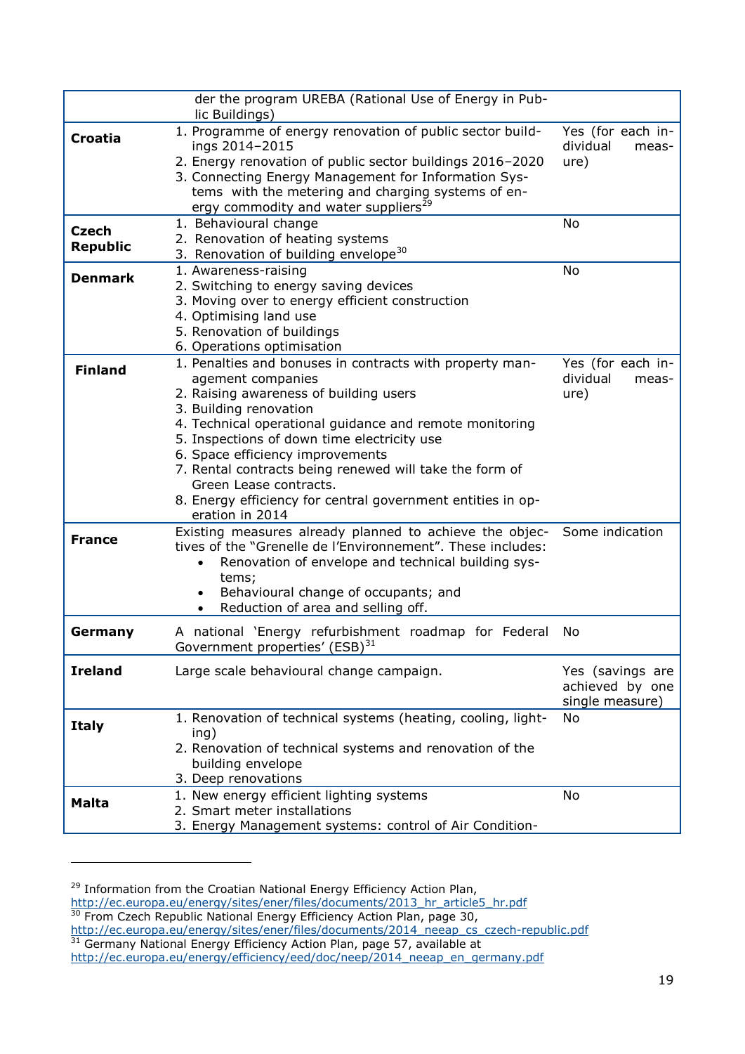| | | |
|---|---|---|
| | der the program UREBA (Rational Use of Energy in Public Buildings) | |
| **Croatia** | 1. Programme of energy renovation of public sector buildings 2014–2015<br>2. Energy renovation of public sector buildings 2016–2020<br>3. Connecting Energy Management for Information Systems with the metering and charging systems of energy commodity and water suppliers[29] | Yes (for each individual measure) |
| **Czech Republic** | 1. Behavioural change<br>2. Renovation of heating systems<br>3. Renovation of building envelope[30] | No |
| **Denmark** | 1. Awareness-raising<br>2. Switching to energy saving devices<br>3. Moving over to energy efficient construction<br>4. Optimising land use<br>5. Renovation of buildings<br>6. Operations optimisation | No |
| **Finland** | 1. Penalties and bonuses in contracts with property management companies<br>2. Raising awareness of building users<br>3. Building renovation<br>4. Technical operational guidance and remote monitoring<br>5. Inspections of down time electricity use<br>6. Space efficiency improvements<br>7. Rental contracts being renewed will take the form of Green Lease contracts.<br>8. Energy efficiency for central government entities in operation in 2014 | Yes (for each individual measure) |
| **France** | Existing measures already planned to achieve the objectives of the "Grenelle de l'Environnement". These includes:<br>• Renovation of envelope and technical building systems;<br>• Behavioural change of occupants; and<br>• Reduction of area and selling off. | Some indication |
| **Germany** | A national 'Energy refurbishment roadmap for Federal Government properties' (ESB)[31] | No |
| **Ireland** | Large scale behavioural change campaign. | Yes (savings are achieved by one single measure) |
| **Italy** | 1. Renovation of technical systems (heating, cooling, lighting)<br>2. Renovation of technical systems and renovation of the building envelope<br>3. Deep renovations | No |
| **Malta** | 1. New energy efficient lighting systems<br>2. Smart meter installations<br>3. Energy Management systems: control of Air Condition- | No |

[29] Information from the Croatian National Energy Efficiency Action Plan, http://ec.europa.eu/energy/sites/ener/files/documents/2013_hr_article5_hr.pdf

[30] From Czech Republic National Energy Efficiency Action Plan, page 30, http://ec.europa.eu/energy/sites/ener/files/documents/2014_neeap_cs_czech-republic.pdf

[31] Germany National Energy Efficiency Action Plan, page 57, available at http://ec.europa.eu/energy/efficiency/eed/doc/neep/2014_neeap_en_germany.pdf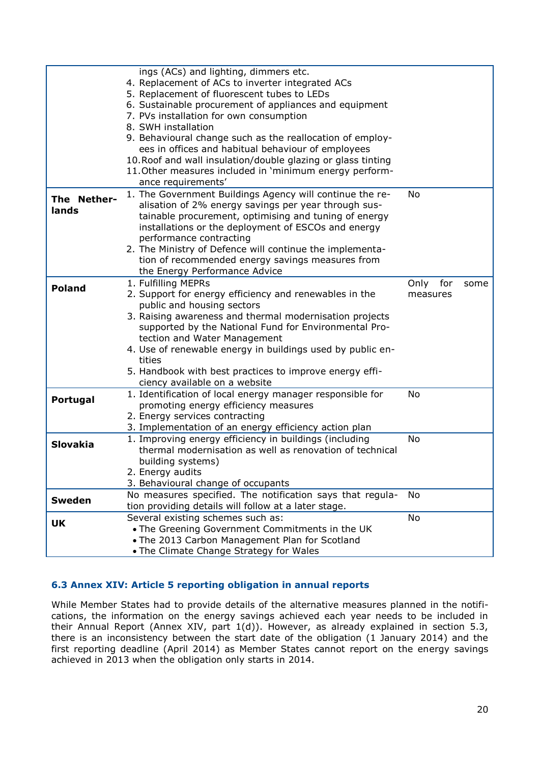| | | |
|---|---|---|
| | ings (ACs) and lighting, dimmers etc.<br>4. Replacement of ACs to inverter integrated ACs<br>5. Replacement of fluorescent tubes to LEDs<br>6. Sustainable procurement of appliances and equipment<br>7. PVs installation for own consumption<br>8. SWH installation<br>9. Behavioural change such as the reallocation of employees in offices and habitual behaviour of employees<br>10. Roof and wall insulation/double glazing or glass tinting<br>11. Other measures included in 'minimum energy performance requirements' | |
| **The Netherlands** | 1. The Government Buildings Agency will continue the realisation of 2% energy savings per year through sustainable procurement, optimising and tuning of energy installations or the deployment of ESCOs and energy performance contracting<br>2. The Ministry of Defence will continue the implementation of recommended energy savings measures from the Energy Performance Advice | No |
| **Poland** | 1. Fulfilling MEPRs<br>2. Support for energy efficiency and renewables in the public and housing sectors<br>3. Raising awareness and thermal modernisation projects supported by the National Fund for Environmental Protection and Water Management<br>4. Use of renewable energy in buildings used by public entities<br>5. Handbook with best practices to improve energy efficiency available on a website | Only for some measures |
| **Portugal** | 1. Identification of local energy manager responsible for promoting energy efficiency measures<br>2. Energy services contracting<br>3. Implementation of an energy efficiency action plan | No |
| **Slovakia** | 1. Improving energy efficiency in buildings (including thermal modernisation as well as renovation of technical building systems)<br>2. Energy audits<br>3. Behavioural change of occupants | No |
| **Sweden** | No measures specified. The notification says that regulation providing details will follow at a later stage. | No |
| **UK** | Several existing schemes such as:<br>• The Greening Government Commitments in the UK<br>• The 2013 Carbon Management Plan for Scotland<br>• The Climate Change Strategy for Wales | No |

### 6.3 Annex XIV: Article 5 reporting obligation in annual reports

While Member States had to provide details of the alternative measures planned in the notifications, the information on the energy savings achieved each year needs to be included in their Annual Report (Annex XIV, part 1(d)). However, as already explained in section 5.3, there is an inconsistency between the start date of the obligation (1 January 2014) and the first reporting deadline (April 2014) as Member States cannot report on the energy savings achieved in 2013 when the obligation only starts in 2014.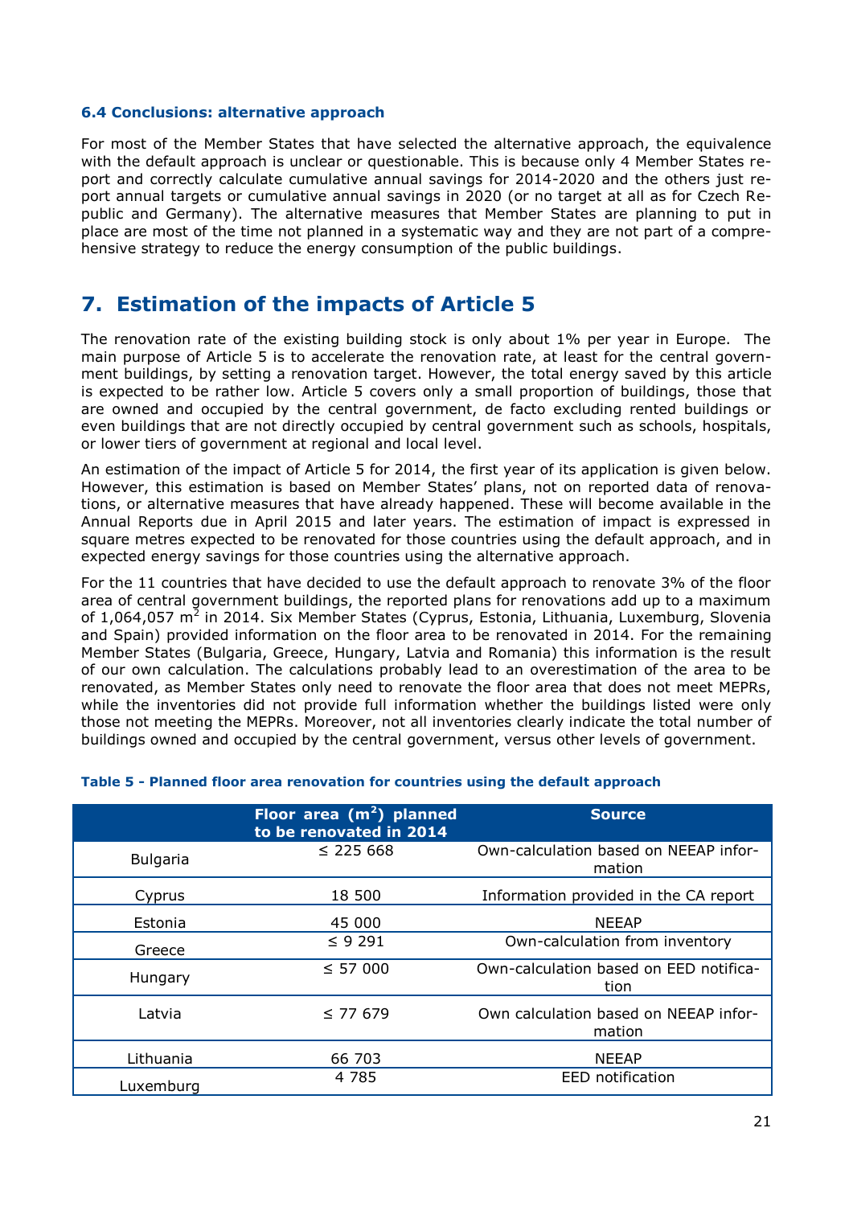### 6.4 Conclusions: alternative approach

For most of the Member States that have selected the alternative approach, the equivalence with the default approach is unclear or questionable. This is because only 4 Member States report and correctly calculate cumulative annual savings for 2014-2020 and the others just report annual targets or cumulative annual savings in 2020 (or no target at all as for Czech Republic and Germany). The alternative measures that Member States are planning to put in place are most of the time not planned in a systematic way and they are not part of a comprehensive strategy to reduce the energy consumption of the public buildings.

## 7. Estimation of the impacts of Article 5

The renovation rate of the existing building stock is only about 1% per year in Europe. The main purpose of Article 5 is to accelerate the renovation rate, at least for the central government buildings, by setting a renovation target. However, the total energy saved by this article is expected to be rather low. Article 5 covers only a small proportion of buildings, those that are owned and occupied by the central government, de facto excluding rented buildings or even buildings that are not directly occupied by central government such as schools, hospitals, or lower tiers of government at regional and local level.

An estimation of the impact of Article 5 for 2014, the first year of its application is given below. However, this estimation is based on Member States' plans, not on reported data of renovations, or alternative measures that have already happened. These will become available in the Annual Reports due in April 2015 and later years. The estimation of impact is expressed in square metres expected to be renovated for those countries using the default approach, and in expected energy savings for those countries using the alternative approach.

For the 11 countries that have decided to use the default approach to renovate 3% of the floor area of central government buildings, the reported plans for renovations add up to a maximum of 1,064,057 $m^2$ in 2014. Six Member States (Cyprus, Estonia, Lithuania, Luxemburg, Slovenia and Spain) provided information on the floor area to be renovated in 2014. For the remaining Member States (Bulgaria, Greece, Hungary, Latvia and Romania) this information is the result of our own calculation. The calculations probably lead to an overestimation of the area to be renovated, as Member States only need to renovate the floor area that does not meet MEPRs, while the inventories did not provide full information whether the buildings listed were only those not meeting the MEPRs. Moreover, not all inventories clearly indicate the total number of buildings owned and occupied by the central government, versus other levels of government.

**Table 5 - Planned floor area renovation for countries using the default approach**

| | Floor area ($m^2$) planned to be renovated in 2014 | Source |
|---|---|---|
| Bulgaria | ≤ 225 668 | Own-calculation based on NEEAP information |
| Cyprus | 18 500 | Information provided in the CA report |
| Estonia | 45 000 | NEEAP |
| Greece | ≤ 9 291 | Own-calculation from inventory |
| Hungary | ≤ 57 000 | Own-calculation based on EED notification |
| Latvia | ≤ 77 679 | Own calculation based on NEEAP information |
| Lithuania | 66 703 | NEEAP |
| Luxemburg | 4 785 | EED notification |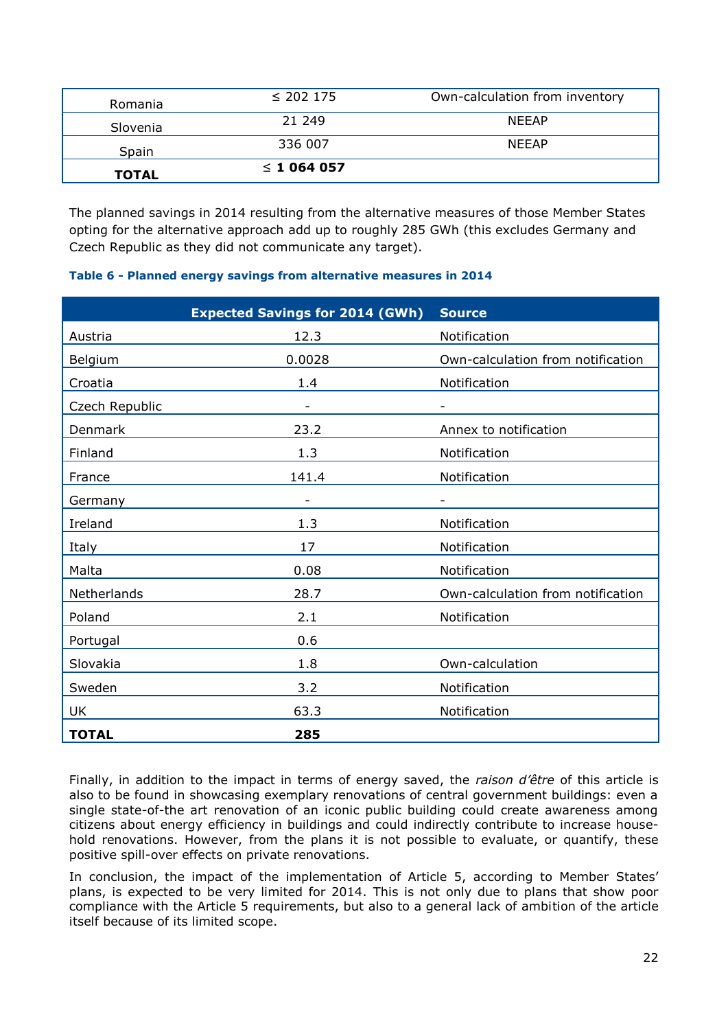| | | |
|---|---|---|
| Romania | ≤ 202 175 | Own-calculation from inventory |
| Slovenia | 21 249 | NEEAP |
| Spain | 336 007 | NEEAP |
| **TOTAL** | **≤ 1 064 057** | |

The planned savings in 2014 resulting from the alternative measures of those Member States opting for the alternative approach add up to roughly 285 GWh (this excludes Germany and Czech Republic as they did not communicate any target).

**Table 6 - Planned energy savings from alternative measures in 2014**

| | Expected Savings for 2014 (GWh) | Source |
|---|---|---|
| Austria | 12.3 | Notification |
| Belgium | 0.0028 | Own-calculation from notification |
| Croatia | 1.4 | Notification |
| Czech Republic | - | - |
| Denmark | 23.2 | Annex to notification |
| Finland | 1.3 | Notification |
| France | 141.4 | Notification |
| Germany | - | - |
| Ireland | 1.3 | Notification |
| Italy | 17 | Notification |
| Malta | 0.08 | Notification |
| Netherlands | 28.7 | Own-calculation from notification |
| Poland | 2.1 | Notification |
| Portugal | 0.6 | |
| Slovakia | 1.8 | Own-calculation |
| Sweden | 3.2 | Notification |
| UK | 63.3 | Notification |
| **TOTAL** | **285** | |

Finally, in addition to the impact in terms of energy saved, the *raison d'être* of this article is also to be found in showcasing exemplary renovations of central government buildings: even a single state-of-the art renovation of an iconic public building could create awareness among citizens about energy efficiency in buildings and could indirectly contribute to increase household renovations. However, from the plans it is not possible to evaluate, or quantify, these positive spill-over effects on private renovations.

In conclusion, the impact of the implementation of Article 5, according to Member States' plans, is expected to be very limited for 2014. This is not only due to plans that show poor compliance with the Article 5 requirements, but also to a general lack of ambition of the article itself because of its limited scope.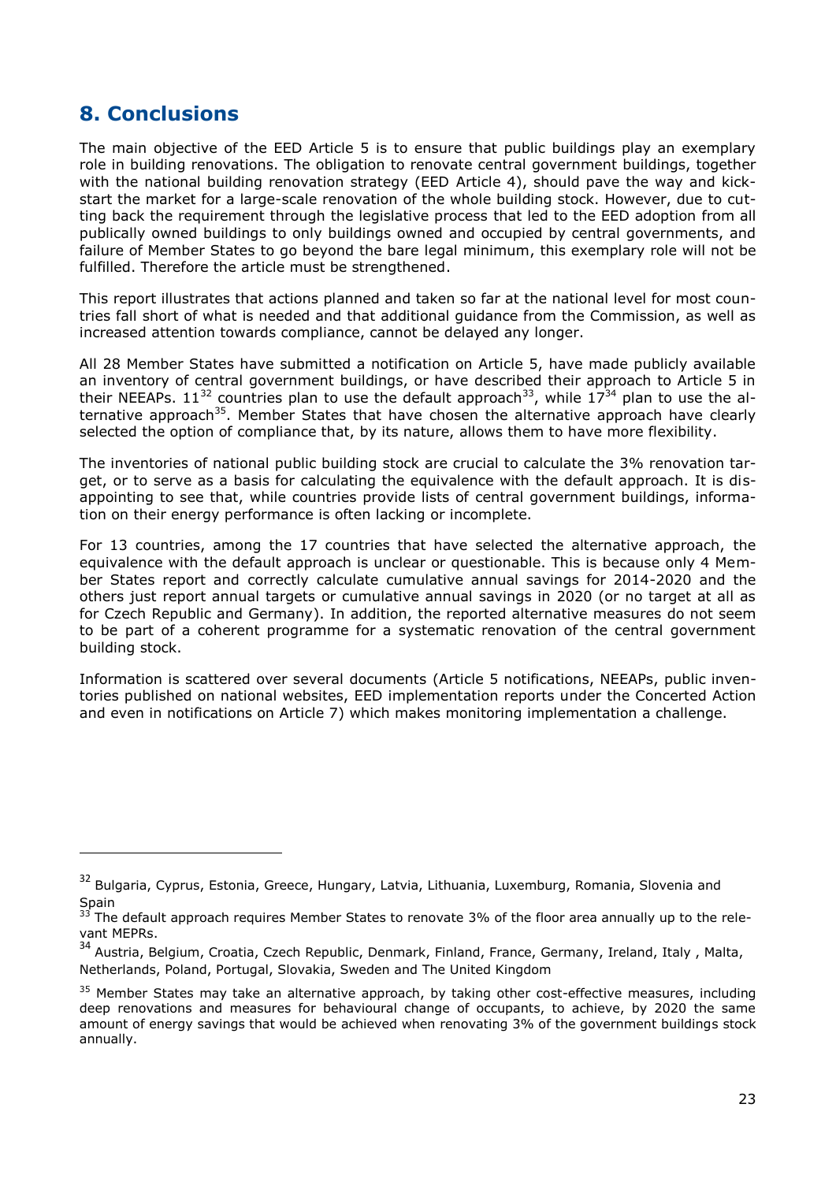## 8. Conclusions

The main objective of the EED Article 5 is to ensure that public buildings play an exemplary role in building renovations. The obligation to renovate central government buildings, together with the national building renovation strategy (EED Article 4), should pave the way and kick-start the market for a large-scale renovation of the whole building stock. However, due to cutting back the requirement through the legislative process that led to the EED adoption from all publically owned buildings to only buildings owned and occupied by central governments, and failure of Member States to go beyond the bare legal minimum, this exemplary role will not be fulfilled. Therefore the article must be strengthened.

This report illustrates that actions planned and taken so far at the national level for most countries fall short of what is needed and that additional guidance from the Commission, as well as increased attention towards compliance, cannot be delayed any longer.

All 28 Member States have submitted a notification on Article 5, have made publicly available an inventory of central government buildings, or have described their approach to Article 5 in their NEEAPs. 11[32] countries plan to use the default approach[33], while 17[34] plan to use the alternative approach[35]. Member States that have chosen the alternative approach have clearly selected the option of compliance that, by its nature, allows them to have more flexibility.

The inventories of national public building stock are crucial to calculate the 3% renovation target, or to serve as a basis for calculating the equivalence with the default approach. It is disappointing to see that, while countries provide lists of central government buildings, information on their energy performance is often lacking or incomplete.

For 13 countries, among the 17 countries that have selected the alternative approach, the equivalence with the default approach is unclear or questionable. This is because only 4 Member States report and correctly calculate cumulative annual savings for 2014-2020 and the others just report annual targets or cumulative annual savings in 2020 (or no target at all as for Czech Republic and Germany). In addition, the reported alternative measures do not seem to be part of a coherent programme for a systematic renovation of the central government building stock.

Information is scattered over several documents (Article 5 notifications, NEEAPs, public inventories published on national websites, EED implementation reports under the Concerted Action and even in notifications on Article 7) which makes monitoring implementation a challenge.

---

[32] Bulgaria, Cyprus, Estonia, Greece, Hungary, Latvia, Lithuania, Luxemburg, Romania, Slovenia and Spain

[33] The default approach requires Member States to renovate 3% of the floor area annually up to the relevant MEPRs.

[34] Austria, Belgium, Croatia, Czech Republic, Denmark, Finland, France, Germany, Ireland, Italy , Malta, Netherlands, Poland, Portugal, Slovakia, Sweden and The United Kingdom

[35] Member States may take an alternative approach, by taking other cost-effective measures, including deep renovations and measures for behavioural change of occupants, to achieve, by 2020 the same amount of energy savings that would be achieved when renovating 3% of the government buildings stock annually.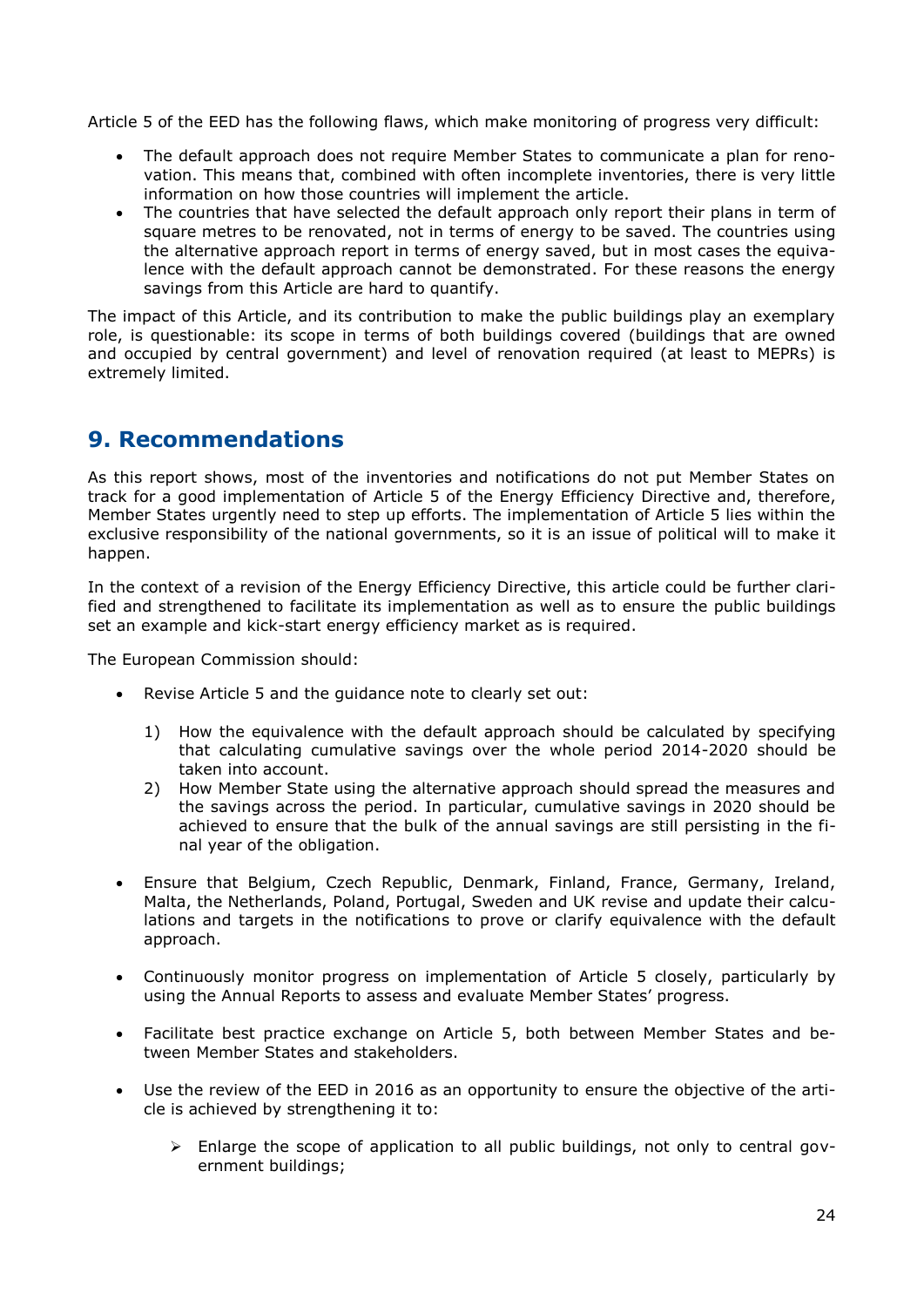Article 5 of the EED has the following flaws, which make monitoring of progress very difficult:

- The default approach does not require Member States to communicate a plan for renovation. This means that, combined with often incomplete inventories, there is very little information on how those countries will implement the article.
- The countries that have selected the default approach only report their plans in term of square metres to be renovated, not in terms of energy to be saved. The countries using the alternative approach report in terms of energy saved, but in most cases the equivalence with the default approach cannot be demonstrated. For these reasons the energy savings from this Article are hard to quantify.

The impact of this Article, and its contribution to make the public buildings play an exemplary role, is questionable: its scope in terms of both buildings covered (buildings that are owned and occupied by central government) and level of renovation required (at least to MEPRs) is extremely limited.

## 9. Recommendations

As this report shows, most of the inventories and notifications do not put Member States on track for a good implementation of Article 5 of the Energy Efficiency Directive and, therefore, Member States urgently need to step up efforts. The implementation of Article 5 lies within the exclusive responsibility of the national governments, so it is an issue of political will to make it happen.

In the context of a revision of the Energy Efficiency Directive, this article could be further clarified and strengthened to facilitate its implementation as well as to ensure the public buildings set an example and kick-start energy efficiency market as is required.

The European Commission should:

- Revise Article 5 and the guidance note to clearly set out:

  1) How the equivalence with the default approach should be calculated by specifying that calculating cumulative savings over the whole period 2014-2020 should be taken into account.
  2) How Member State using the alternative approach should spread the measures and the savings across the period. In particular, cumulative savings in 2020 should be achieved to ensure that the bulk of the annual savings are still persisting in the final year of the obligation.

- Ensure that Belgium, Czech Republic, Denmark, Finland, France, Germany, Ireland, Malta, the Netherlands, Poland, Portugal, Sweden and UK revise and update their calculations and targets in the notifications to prove or clarify equivalence with the default approach.

- Continuously monitor progress on implementation of Article 5 closely, particularly by using the Annual Reports to assess and evaluate Member States' progress.

- Facilitate best practice exchange on Article 5, both between Member States and between Member States and stakeholders.

- Use the review of the EED in 2016 as an opportunity to ensure the objective of the article is achieved by strengthening it to:

  - Enlarge the scope of application to all public buildings, not only to central government buildings;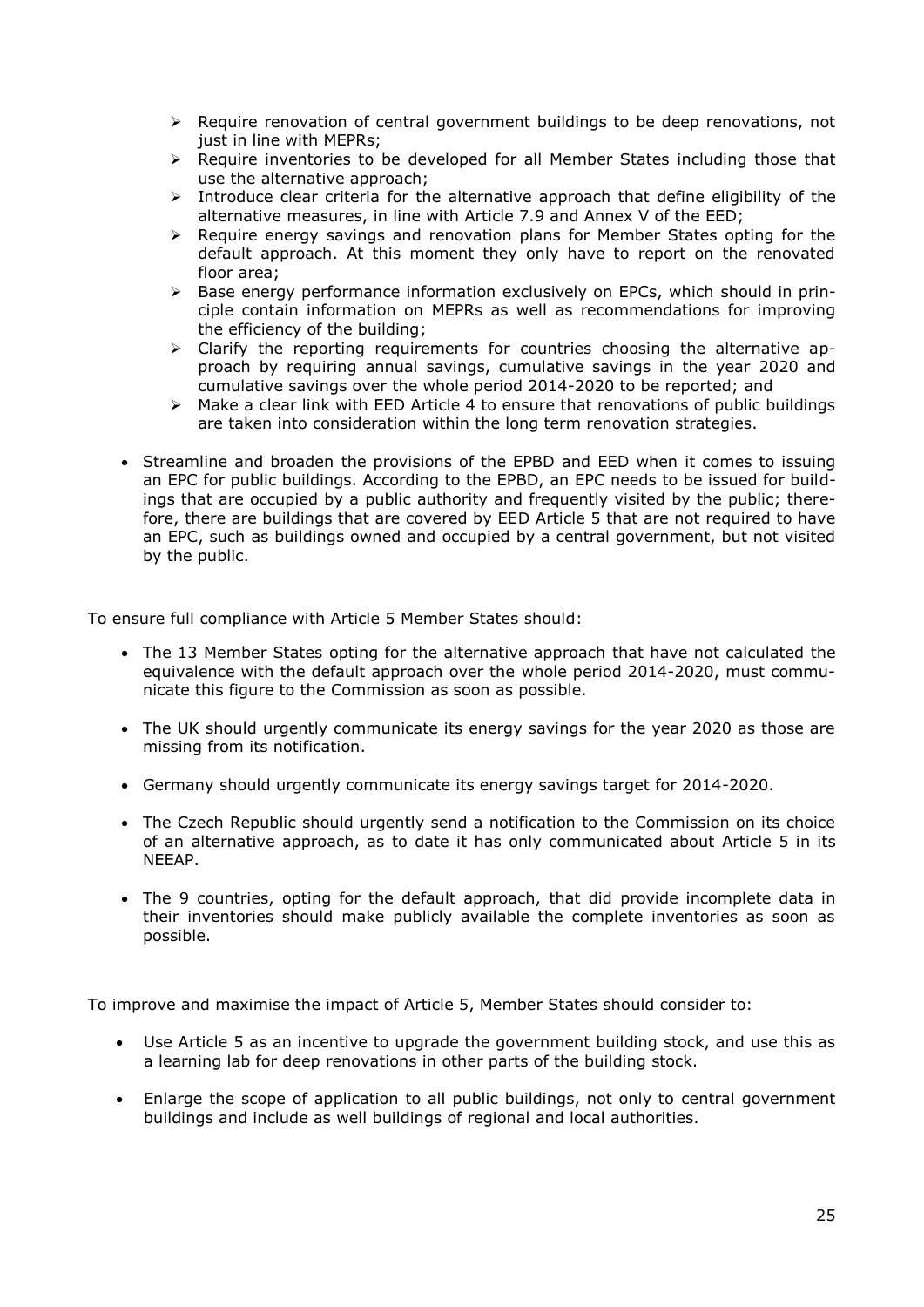- Require renovation of central government buildings to be deep renovations, not just in line with MEPRs;
  - Require inventories to be developed for all Member States including those that use the alternative approach;
  - Introduce clear criteria for the alternative approach that define eligibility of the alternative measures, in line with Article 7.9 and Annex V of the EED;
  - Require energy savings and renovation plans for Member States opting for the default approach. At this moment they only have to report on the renovated floor area;
  - Base energy performance information exclusively on EPCs, which should in principle contain information on MEPRs as well as recommendations for improving the efficiency of the building;
  - Clarify the reporting requirements for countries choosing the alternative approach by requiring annual savings, cumulative savings in the year 2020 and cumulative savings over the whole period 2014-2020 to be reported; and
  - Make a clear link with EED Article 4 to ensure that renovations of public buildings are taken into consideration within the long term renovation strategies.

- Streamline and broaden the provisions of the EPBD and EED when it comes to issuing an EPC for public buildings. According to the EPBD, an EPC needs to be issued for buildings that are occupied by a public authority and frequently visited by the public; therefore, there are buildings that are covered by EED Article 5 that are not required to have an EPC, such as buildings owned and occupied by a central government, but not visited by the public.

To ensure full compliance with Article 5 Member States should:

- The 13 Member States opting for the alternative approach that have not calculated the equivalence with the default approach over the whole period 2014-2020, must communicate this figure to the Commission as soon as possible.

- The UK should urgently communicate its energy savings for the year 2020 as those are missing from its notification.

- Germany should urgently communicate its energy savings target for 2014-2020.

- The Czech Republic should urgently send a notification to the Commission on its choice of an alternative approach, as to date it has only communicated about Article 5 in its NEEAP.

- The 9 countries, opting for the default approach, that did provide incomplete data in their inventories should make publicly available the complete inventories as soon as possible.

To improve and maximise the impact of Article 5, Member States should consider to:

- Use Article 5 as an incentive to upgrade the government building stock, and use this as a learning lab for deep renovations in other parts of the building stock.

- Enlarge the scope of application to all public buildings, not only to central government buildings and include as well buildings of regional and local authorities.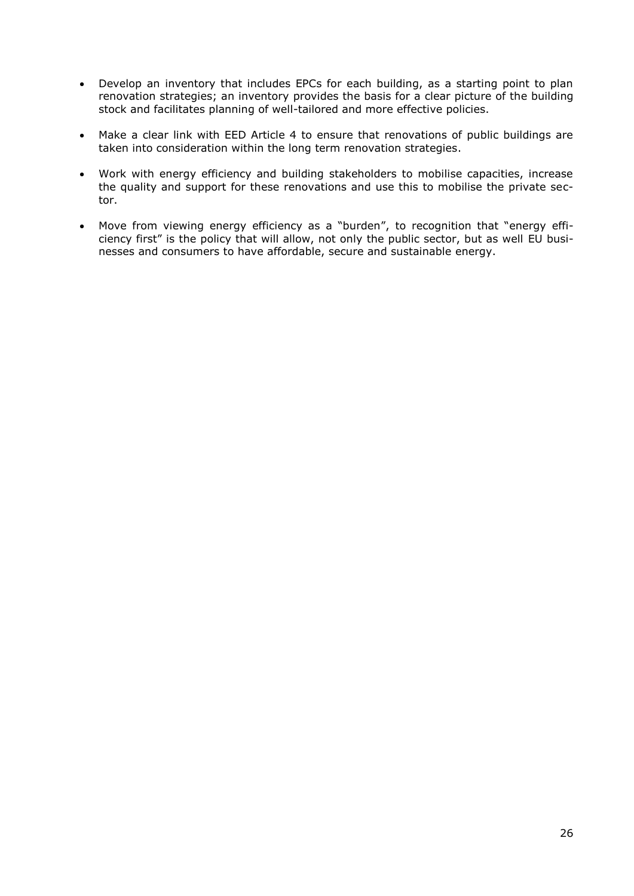- Develop an inventory that includes EPCs for each building, as a starting point to plan renovation strategies; an inventory provides the basis for a clear picture of the building stock and facilitates planning of well-tailored and more effective policies.
- Make a clear link with EED Article 4 to ensure that renovations of public buildings are taken into consideration within the long term renovation strategies.
- Work with energy efficiency and building stakeholders to mobilise capacities, increase the quality and support for these renovations and use this to mobilise the private sector.
- Move from viewing energy efficiency as a "burden", to recognition that "energy efficiency first" is the policy that will allow, not only the public sector, but as well EU businesses and consumers to have affordable, secure and sustainable energy.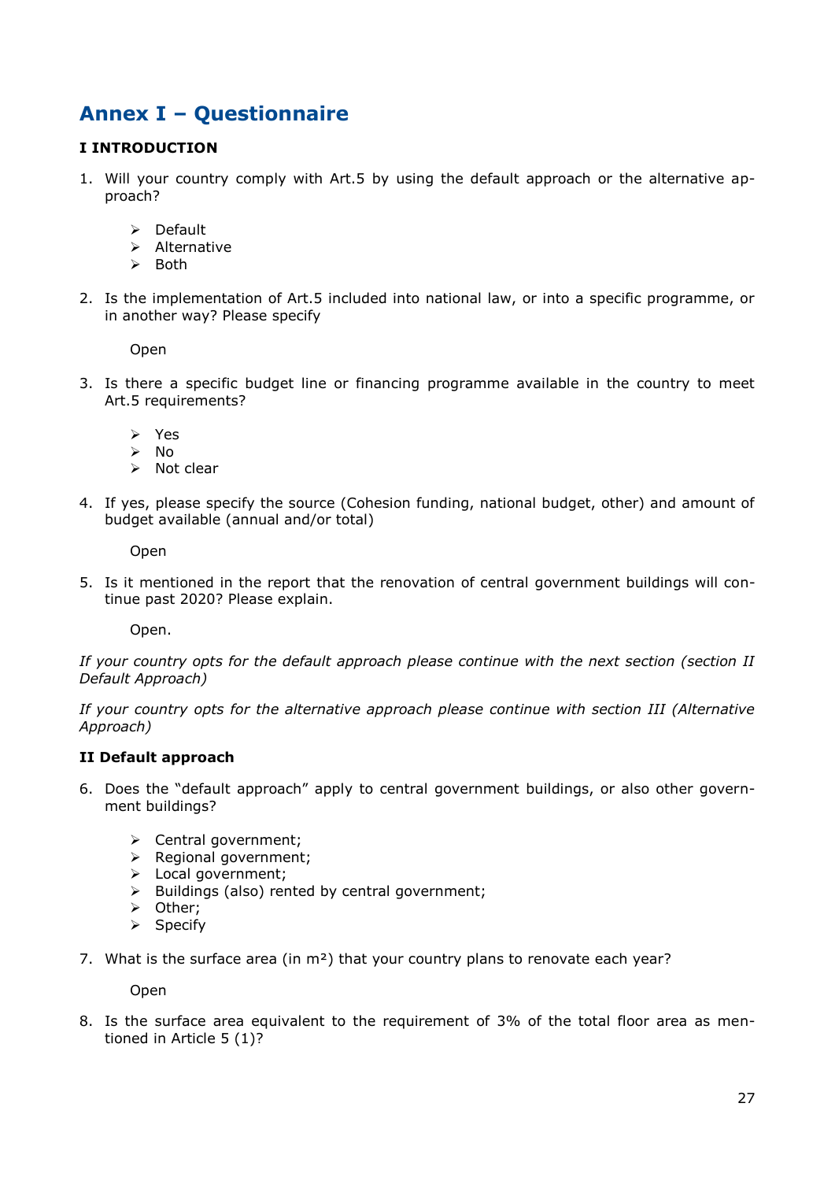# Annex I – Questionnaire

**I INTRODUCTION**

1. Will your country comply with Art.5 by using the default approach or the alternative approach?

   - Default
   - Alternative
   - Both

2. Is the implementation of Art.5 included into national law, or into a specific programme, or in another way? Please specify

   Open

3. Is there a specific budget line or financing programme available in the country to meet Art.5 requirements?

   - Yes
   - No
   - Not clear

4. If yes, please specify the source (Cohesion funding, national budget, other) and amount of budget available (annual and/or total)

   Open

5. Is it mentioned in the report that the renovation of central government buildings will continue past 2020? Please explain.

   Open.

*If your country opts for the default approach please continue with the next section (section II Default Approach)*

*If your country opts for the alternative approach please continue with section III (Alternative Approach)*

**II Default approach**

6. Does the "default approach" apply to central government buildings, or also other government buildings?

   - Central government;
   - Regional government;
   - Local government;
   - Buildings (also) rented by central government;
   - Other;
   - Specify

7. What is the surface area (in m²) that your country plans to renovate each year?

   Open

8. Is the surface area equivalent to the requirement of 3% of the total floor area as mentioned in Article 5 (1)?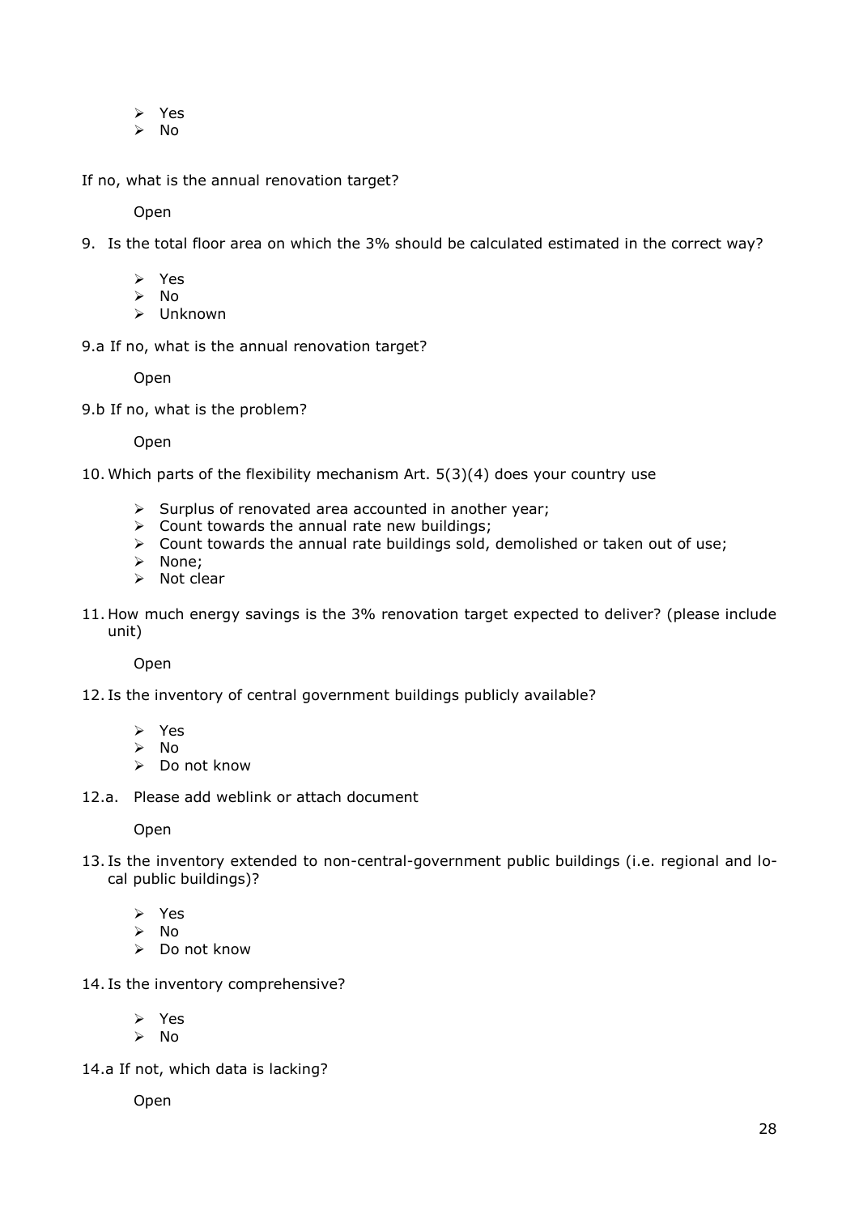- Yes
- No

If no, what is the annual renovation target?

Open

9. Is the total floor area on which the 3% should be calculated estimated in the correct way?

   - Yes
   - No
   - Unknown

9.a If no, what is the annual renovation target?

Open

9.b If no, what is the problem?

Open

10. Which parts of the flexibility mechanism Art. 5(3)(4) does your country use

    - Surplus of renovated area accounted in another year;
    - Count towards the annual rate new buildings;
    - Count towards the annual rate buildings sold, demolished or taken out of use;
    - None;
    - Not clear

11. How much energy savings is the 3% renovation target expected to deliver? (please include unit)

    Open

12. Is the inventory of central government buildings publicly available?

    - Yes
    - No
    - Do not know

12.a. Please add weblink or attach document

Open

13. Is the inventory extended to non-central-government public buildings (i.e. regional and local public buildings)?

    - Yes
    - No
    - Do not know

14. Is the inventory comprehensive?

    - Yes
    - No

14.a If not, which data is lacking?

Open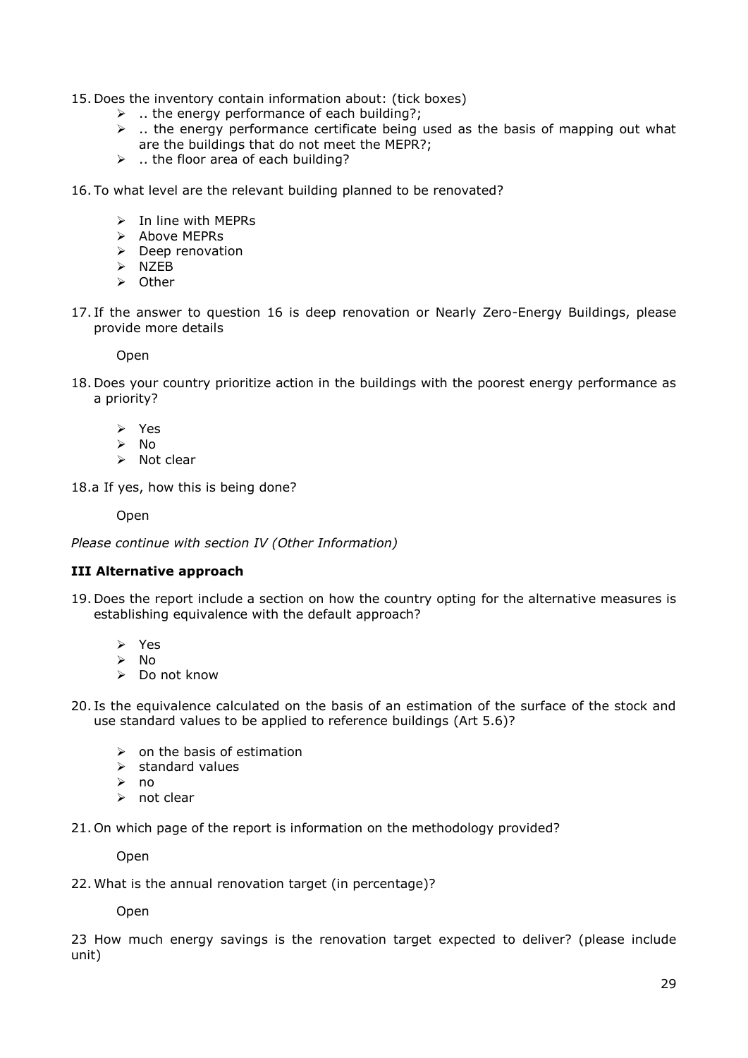15. Does the inventory contain information about: (tick boxes)
    - .. the energy performance of each building?;
    - .. the energy performance certificate being used as the basis of mapping out what are the buildings that do not meet the MEPR?;
    - .. the floor area of each building?

16. To what level are the relevant building planned to be renovated?
    - In line with MEPRs
    - Above MEPRs
    - Deep renovation
    - NZEB
    - Other

17. If the answer to question 16 is deep renovation or Nearly Zero-Energy Buildings, please provide more details

    Open

18. Does your country prioritize action in the buildings with the poorest energy performance as a priority?
    - Yes
    - No
    - Not clear

18.a If yes, how this is being done?

    Open

*Please continue with section IV (Other Information)*

**III Alternative approach**

19. Does the report include a section on how the country opting for the alternative measures is establishing equivalence with the default approach?
    - Yes
    - No
    - Do not know

20. Is the equivalence calculated on the basis of an estimation of the surface of the stock and use standard values to be applied to reference buildings (Art 5.6)?
    - on the basis of estimation
    - standard values
    - no
    - not clear

21. On which page of the report is information on the methodology provided?

    Open

22. What is the annual renovation target (in percentage)?

    Open

23 How much energy savings is the renovation target expected to deliver? (please include unit)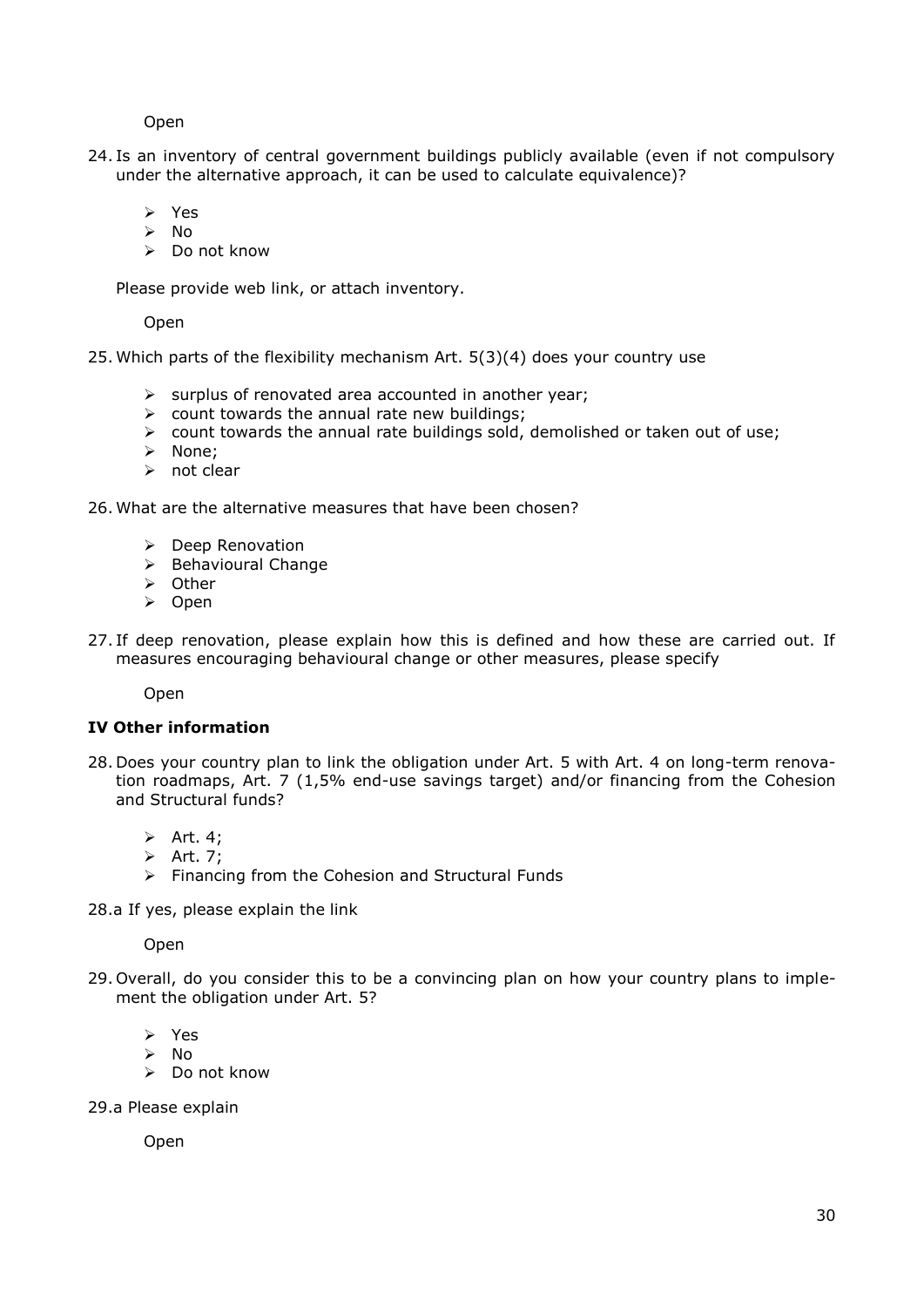Open

24. Is an inventory of central government buildings publicly available (even if not compulsory under the alternative approach, it can be used to calculate equivalence)?

    - Yes
    - No
    - Do not know

    Please provide web link, or attach inventory.

    Open

25. Which parts of the flexibility mechanism Art. 5(3)(4) does your country use

    - surplus of renovated area accounted in another year;
    - count towards the annual rate new buildings;
    - count towards the annual rate buildings sold, demolished or taken out of use;
    - None;
    - not clear

26. What are the alternative measures that have been chosen?

    - Deep Renovation
    - Behavioural Change
    - Other
    - Open

27. If deep renovation, please explain how this is defined and how these are carried out. If measures encouraging behavioural change or other measures, please specify

    Open

**IV Other information**

28. Does your country plan to link the obligation under Art. 5 with Art. 4 on long-term renovation roadmaps, Art. 7 (1,5% end-use savings target) and/or financing from the Cohesion and Structural funds?

    - Art. 4;
    - Art. 7;
    - Financing from the Cohesion and Structural Funds

28.a If yes, please explain the link

    Open

29. Overall, do you consider this to be a convincing plan on how your country plans to implement the obligation under Art. 5?

    - Yes
    - No
    - Do not know

29.a Please explain

    Open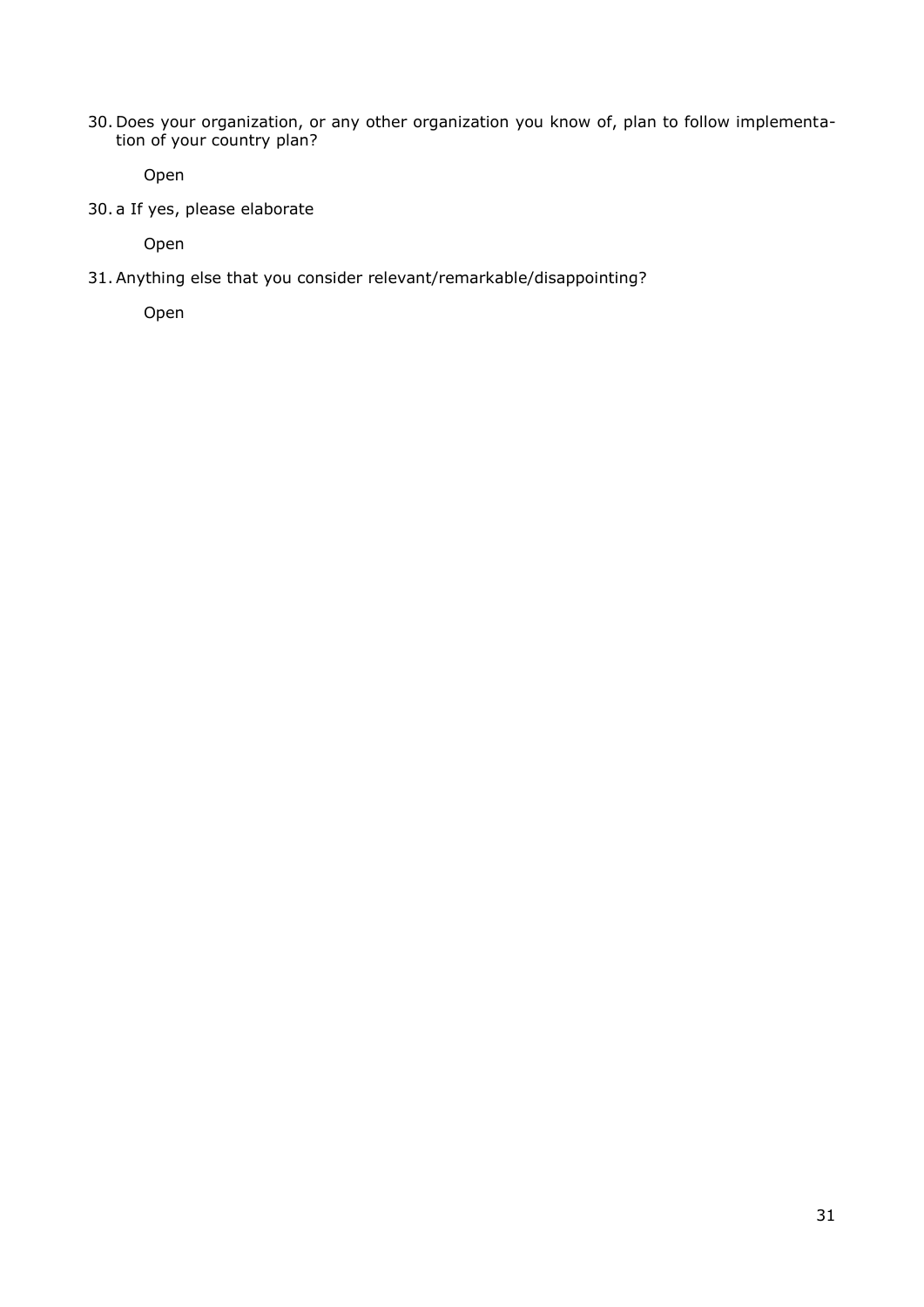30. Does your organization, or any other organization you know of, plan to follow implementation of your country plan?

    Open

30. a If yes, please elaborate

    Open

31. Anything else that you consider relevant/remarkable/disappointing?

    Open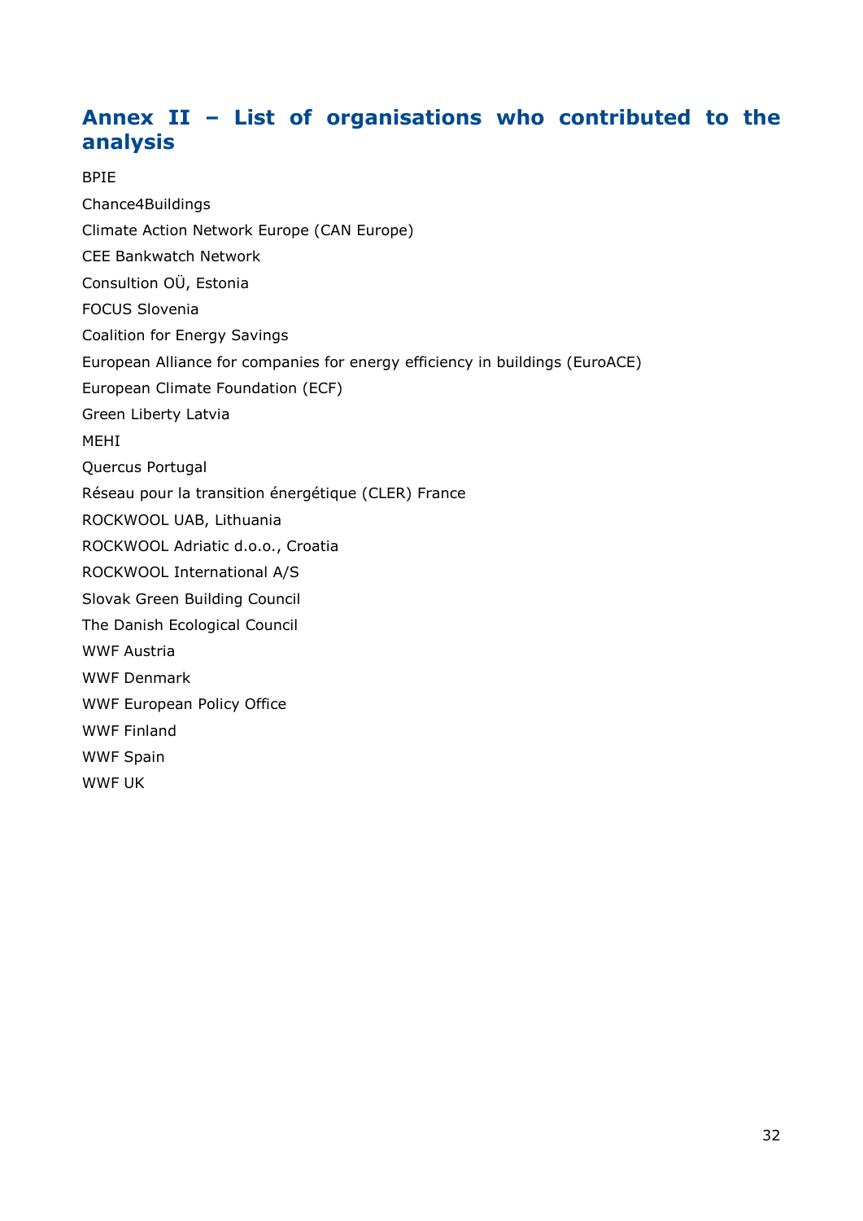## Annex II – List of organisations who contributed to the analysis

BPIE

Chance4Buildings

Climate Action Network Europe (CAN Europe)

CEE Bankwatch Network

Consultion OÜ, Estonia

FOCUS Slovenia

Coalition for Energy Savings

European Alliance for companies for energy efficiency in buildings (EuroACE)

European Climate Foundation (ECF)

Green Liberty Latvia

MEHI

Quercus Portugal

Réseau pour la transition énergétique (CLER) France

ROCKWOOL UAB, Lithuania

ROCKWOOL Adriatic d.o.o., Croatia

ROCKWOOL International A/S

Slovak Green Building Council

The Danish Ecological Council

WWF Austria

WWF Denmark

WWF European Policy Office

WWF Finland

WWF Spain

WWF UK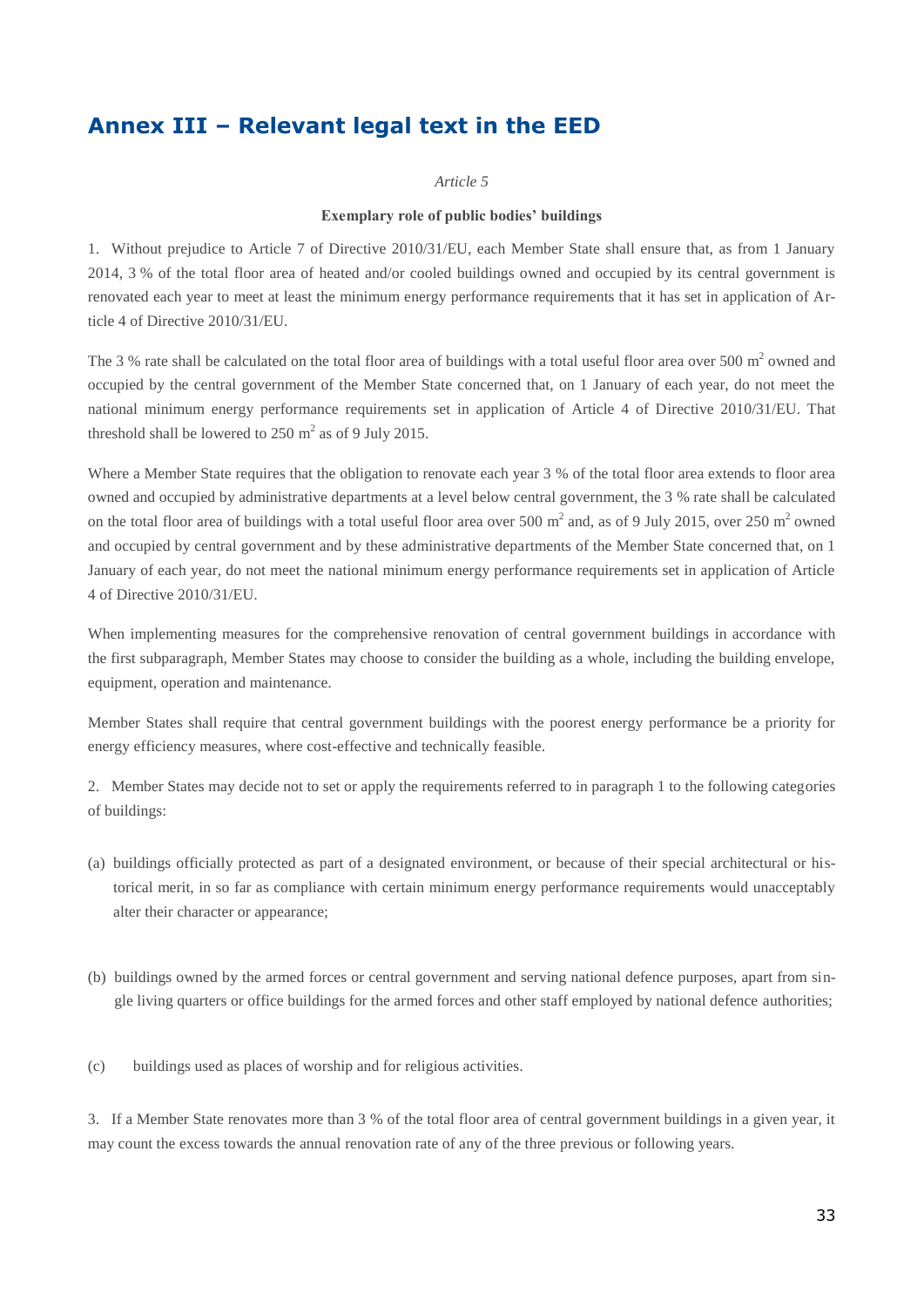## Annex III – Relevant legal text in the EED

*Article 5*

**Exemplary role of public bodies' buildings**

1. Without prejudice to Article 7 of Directive 2010/31/EU, each Member State shall ensure that, as from 1 January 2014, 3 % of the total floor area of heated and/or cooled buildings owned and occupied by its central government is renovated each year to meet at least the minimum energy performance requirements that it has set in application of Article 4 of Directive 2010/31/EU.

The 3 % rate shall be calculated on the total floor area of buildings with a total useful floor area over 500 $m^2$ owned and occupied by the central government of the Member State concerned that, on 1 January of each year, do not meet the national minimum energy performance requirements set in application of Article 4 of Directive 2010/31/EU. That threshold shall be lowered to 250 $m^2$ as of 9 July 2015.

Where a Member State requires that the obligation to renovate each year 3 % of the total floor area extends to floor area owned and occupied by administrative departments at a level below central government, the 3 % rate shall be calculated on the total floor area of buildings with a total useful floor area over 500 $m^2$ and, as of 9 July 2015, over 250 $m^2$ owned and occupied by central government and by these administrative departments of the Member State concerned that, on 1 January of each year, do not meet the national minimum energy performance requirements set in application of Article 4 of Directive 2010/31/EU.

When implementing measures for the comprehensive renovation of central government buildings in accordance with the first subparagraph, Member States may choose to consider the building as a whole, including the building envelope, equipment, operation and maintenance.

Member States shall require that central government buildings with the poorest energy performance be a priority for energy efficiency measures, where cost-effective and technically feasible.

2. Member States may decide not to set or apply the requirements referred to in paragraph 1 to the following categories of buildings:

(a) buildings officially protected as part of a designated environment, or because of their special architectural or historical merit, in so far as compliance with certain minimum energy performance requirements would unacceptably alter their character or appearance;

(b) buildings owned by the armed forces or central government and serving national defence purposes, apart from single living quarters or office buildings for the armed forces and other staff employed by national defence authorities;

(c) buildings used as places of worship and for religious activities.

3. If a Member State renovates more than 3 % of the total floor area of central government buildings in a given year, it may count the excess towards the annual renovation rate of any of the three previous or following years.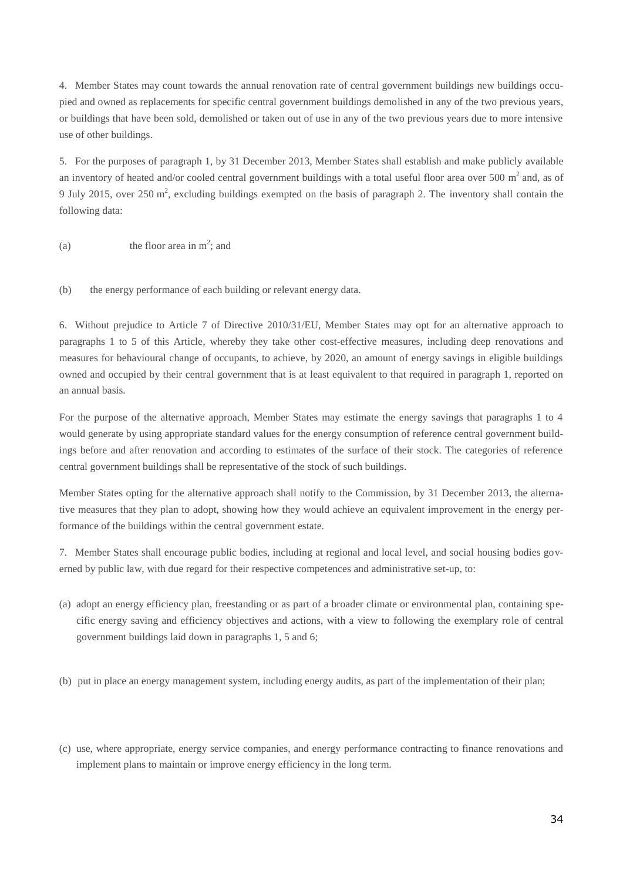4. Member States may count towards the annual renovation rate of central government buildings new buildings occupied and owned as replacements for specific central government buildings demolished in any of the two previous years, or buildings that have been sold, demolished or taken out of use in any of the two previous years due to more intensive use of other buildings.

5. For the purposes of paragraph 1, by 31 December 2013, Member States shall establish and make publicly available an inventory of heated and/or cooled central government buildings with a total useful floor area over 500 $m^2$ and, as of 9 July 2015, over 250 $m^2$, excluding buildings exempted on the basis of paragraph 2. The inventory shall contain the following data:

(a) the floor area in $m^2$; and

(b) the energy performance of each building or relevant energy data.

6. Without prejudice to Article 7 of Directive 2010/31/EU, Member States may opt for an alternative approach to paragraphs 1 to 5 of this Article, whereby they take other cost-effective measures, including deep renovations and measures for behavioural change of occupants, to achieve, by 2020, an amount of energy savings in eligible buildings owned and occupied by their central government that is at least equivalent to that required in paragraph 1, reported on an annual basis.

For the purpose of the alternative approach, Member States may estimate the energy savings that paragraphs 1 to 4 would generate by using appropriate standard values for the energy consumption of reference central government buildings before and after renovation and according to estimates of the surface of their stock. The categories of reference central government buildings shall be representative of the stock of such buildings.

Member States opting for the alternative approach shall notify to the Commission, by 31 December 2013, the alternative measures that they plan to adopt, showing how they would achieve an equivalent improvement in the energy performance of the buildings within the central government estate.

7. Member States shall encourage public bodies, including at regional and local level, and social housing bodies governed by public law, with due regard for their respective competences and administrative set-up, to:

(a) adopt an energy efficiency plan, freestanding or as part of a broader climate or environmental plan, containing specific energy saving and efficiency objectives and actions, with a view to following the exemplary role of central government buildings laid down in paragraphs 1, 5 and 6;

(b) put in place an energy management system, including energy audits, as part of the implementation of their plan;

(c) use, where appropriate, energy service companies, and energy performance contracting to finance renovations and implement plans to maintain or improve energy efficiency in the long term.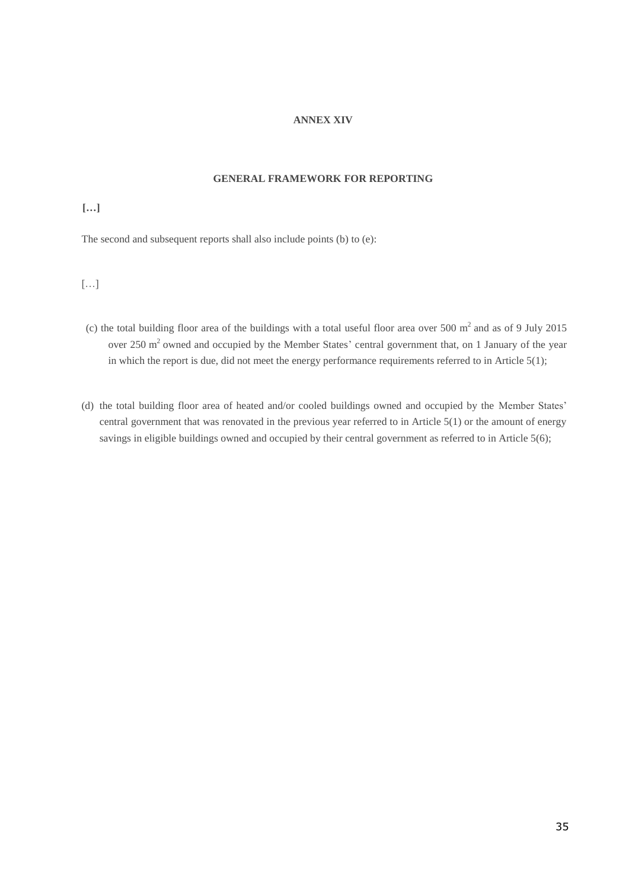**ANNEX XIV**

**GENERAL FRAMEWORK FOR REPORTING**

**[…]**

The second and subsequent reports shall also include points (b) to (e):

[…]

(c) the total building floor area of the buildings with a total useful floor area over 500 $m^2$ and as of 9 July 2015 over 250 $m^2$ owned and occupied by the Member States' central government that, on 1 January of the year in which the report is due, did not meet the energy performance requirements referred to in Article 5(1);

(d) the total building floor area of heated and/or cooled buildings owned and occupied by the Member States' central government that was renovated in the previous year referred to in Article 5(1) or the amount of energy savings in eligible buildings owned and occupied by their central government as referred to in Article 5(6);